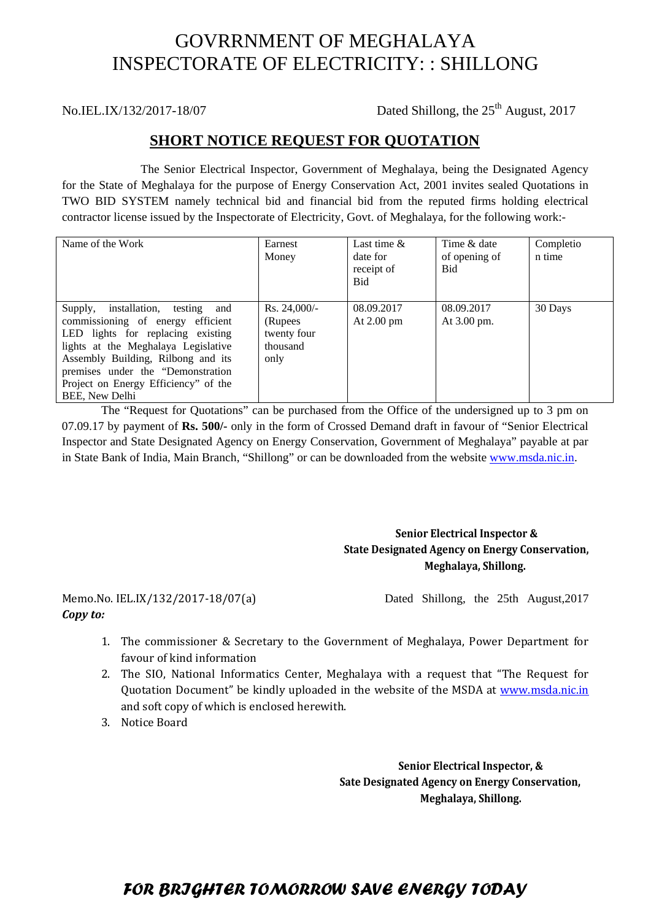# GOVRRNMENT OF MEGHALAYA
# INSPECTORATE OF ELECTRICITY: : SHILLONG

No.IEL.IX/132/2017-18/07 Dated Shillong, the 25th August, 2017

## SHORT NOTICE REQUEST FOR QUOTATION

The Senior Electrical Inspector, Government of Meghalaya, being the Designated Agency for the State of Meghalaya for the purpose of Energy Conservation Act, 2001 invites sealed Quotations in TWO BID SYSTEM namely technical bid and financial bid from the reputed firms holding electrical contractor license issued by the Inspectorate of Electricity, Govt. of Meghalaya, for the following work:-

| Name of the Work | Earnest Money | Last time & date for receipt of Bid | Time & date of opening of Bid | Completion time |
|---|---|---|---|---|
| Supply, installation, testing and commissioning of energy efficient LED lights for replacing existing lights at the Meghalaya Legislative Assembly Building, Rilbong and its premises under the "Demonstration Project on Energy Efficiency" of the BEE, New Delhi | Rs. 24,000/- (Rupees twenty four thousand only | 08.09.2017 At 2.00 pm | 08.09.2017 At 3.00 pm. | 30 Days |

The "Request for Quotations" can be purchased from the Office of the undersigned up to 3 pm on 07.09.17 by payment of **Rs. 500/-** only in the form of Crossed Demand draft in favour of "Senior Electrical Inspector and State Designated Agency on Energy Conservation, Government of Meghalaya" payable at par in State Bank of India, Main Branch, "Shillong" or can be downloaded from the website www.msda.nic.in.

**Senior Electrical Inspector &**
**State Designated Agency on Energy Conservation,**
**Meghalaya, Shillong.**

Memo.No. IEL.IX/132/2017-18/07(a) Dated Shillong, the 25th August,2017

***Copy to:***

1. The commissioner & Secretary to the Government of Meghalaya, Power Department for favour of kind information
2. The SIO, National Informatics Center, Meghalaya with a request that "The Request for Quotation Document" be kindly uploaded in the website of the MSDA at www.msda.nic.in and soft copy of which is enclosed herewith.
3. Notice Board

**Senior Electrical Inspector, &**
**Sate Designated Agency on Energy Conservation,**
**Meghalaya, Shillong.**

***FOR BRIGHTER TOMORROW SAVE ENERGY TODAY***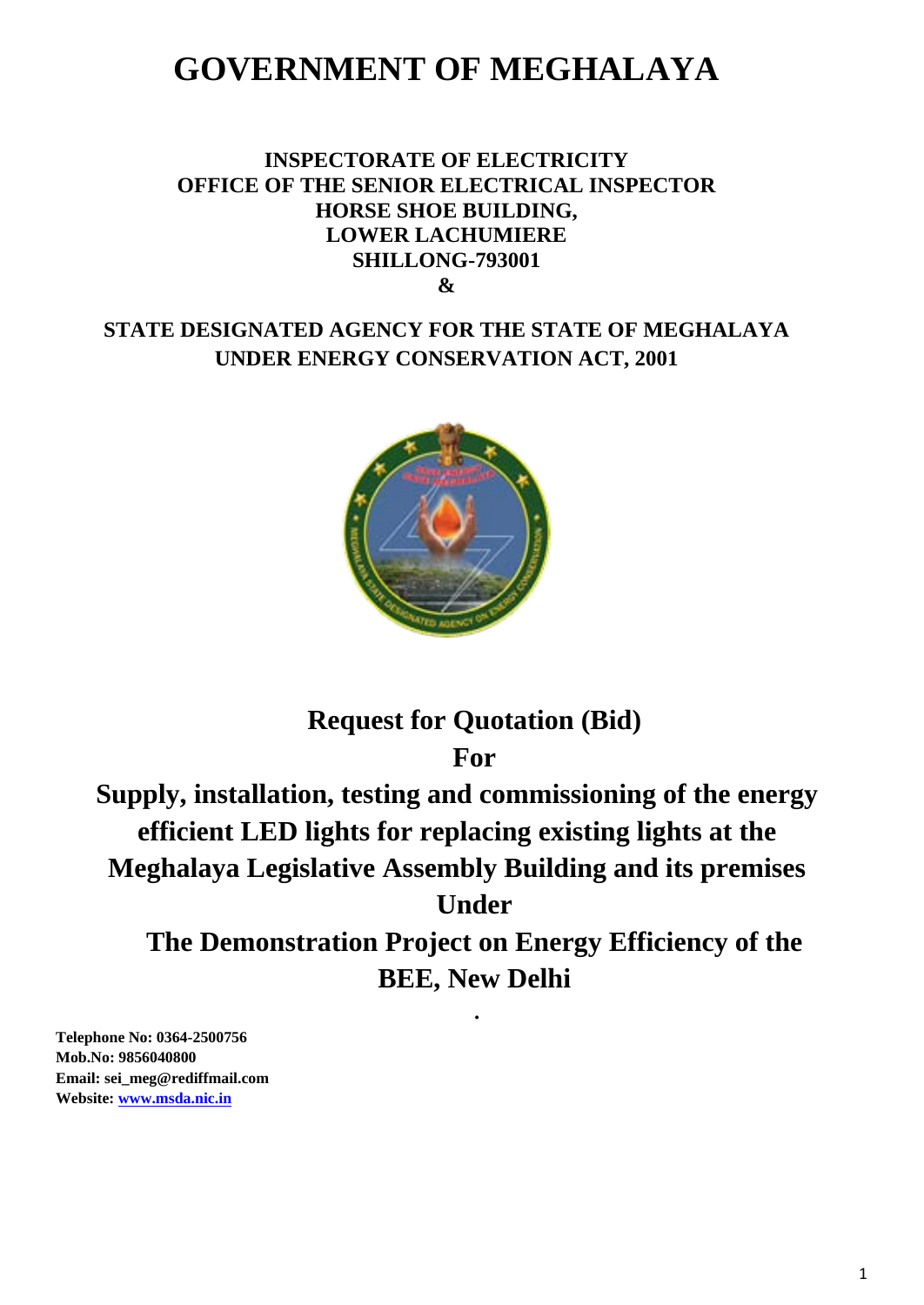# GOVERNMENT OF MEGHALAYA

**INSPECTORATE OF ELECTRICITY**
**OFFICE OF THE SENIOR ELECTRICAL INSPECTOR**
**HORSE SHOE BUILDING,**
**LOWER LACHUMIERE**
**SHILLONG-793001**
**&**

**STATE DESIGNATED AGENCY FOR THE STATE OF MEGHALAYA UNDER ENERGY CONSERVATION ACT, 2001**

## Request for Quotation (Bid)

## For

## Supply, installation, testing and commissioning of the energy efficient LED lights for replacing existing lights at the Meghalaya Legislative Assembly Building and its premises

## Under

## The Demonstration Project on Energy Efficiency of the BEE, New Delhi

**Telephone No: 0364-2500756**
**Mob.No: 9856040800**
**Email: sei_meg@rediffmail.com**
**Website: www.msda.nic.in**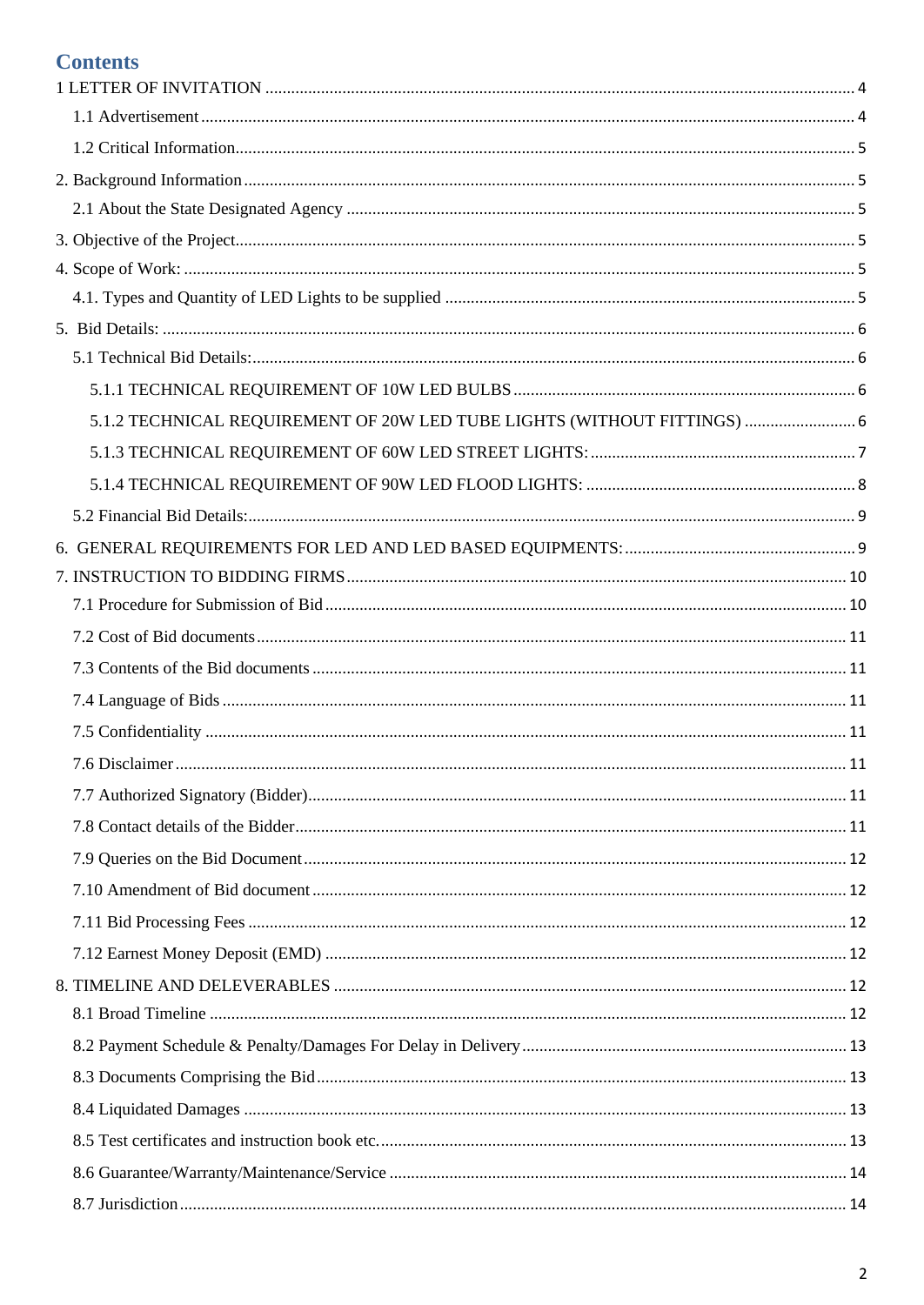# Contents

1 LETTER OF INVITATION ........................................................................................................................ 4

- 1.1 Advertisement ....................................................................................................................... 4
- 1.2 Critical Information.............................................................................................................. 5

2. Background Information ............................................................................................................ 5

- 2.1 About the State Designated Agency ..................................................................................... 5

3. Objective of the Project............................................................................................................... 5

4. Scope of Work: ........................................................................................................................... 5

- 4.1. Types and Quantity of LED Lights to be supplied ............................................................... 5

5. Bid Details: ................................................................................................................................. 6

- 5.1 Technical Bid Details:........................................................................................................... 6
  - 5.1.1 TECHNICAL REQUIREMENT OF 10W LED BULBS ............................................... 6
  - 5.1.2 TECHNICAL REQUIREMENT OF 20W LED TUBE LIGHTS (WITHOUT FITTINGS) .......................... 6
  - 5.1.3 TECHNICAL REQUIREMENT OF 60W LED STREET LIGHTS: ............................................................. 7
  - 5.1.4 TECHNICAL REQUIREMENT OF 90W LED FLOOD LIGHTS: .............................................................. 8
- 5.2 Financial Bid Details:............................................................................................................ 9

6. GENERAL REQUIREMENTS FOR LED AND LED BASED EQUIPMENTS: ..................................................... 9

7. INSTRUCTION TO BIDDING FIRMS ................................................................................................ 10

- 7.1 Procedure for Submission of Bid ........................................................................................ 10
- 7.2 Cost of Bid documents ........................................................................................................ 11
- 7.3 Contents of the Bid documents ........................................................................................... 11
- 7.4 Language of Bids ................................................................................................................ 11
- 7.5 Confidentiality .................................................................................................................... 11
- 7.6 Disclaimer ........................................................................................................................... 11
- 7.7 Authorized Signatory (Bidder)............................................................................................ 11
- 7.8 Contact details of the Bidder............................................................................................... 11
- 7.9 Queries on the Bid Document ............................................................................................. 12
- 7.10 Amendment of Bid document ........................................................................................... 12
- 7.11 Bid Processing Fees .......................................................................................................... 12
- 7.12 Earnest Money Deposit (EMD) ........................................................................................ 12

8. TIMELINE AND DELEVERABLES ...................................................................................................... 12

- 8.1 Broad Timeline ................................................................................................................... 12
- 8.2 Payment Schedule & Penalty/Damages For Delay in Delivery ........................................... 13
- 8.3 Documents Comprising the Bid .......................................................................................... 13
- 8.4 Liquidated Damages ........................................................................................................... 13
- 8.5 Test certificates and instruction book etc. ............................................................................ 13
- 8.6 Guarantee/Warranty/Maintenance/Service .......................................................................... 14
- 8.7 Jurisdiction ......................................................................................................................... 14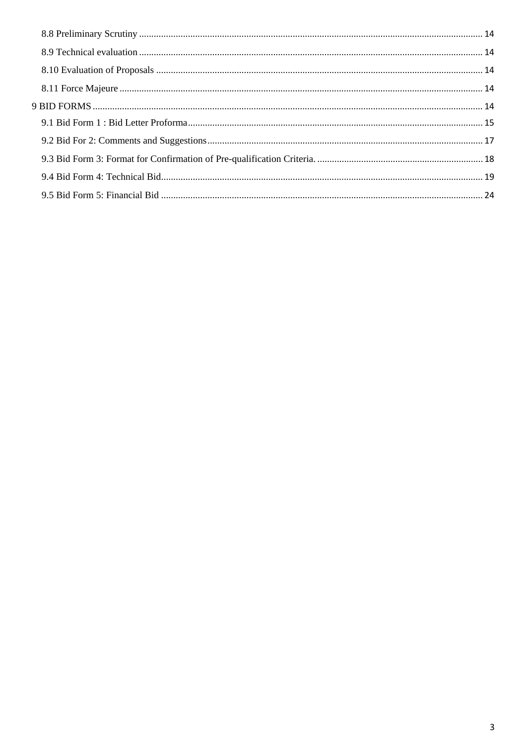8.8 Preliminary Scrutiny ........................................................................................................................................ 14

8.9 Technical evaluation ........................................................................................................................................ 14

8.10 Evaluation of Proposals ................................................................................................................................. 14

8.11 Force Majeure ................................................................................................................................................ 14

9 BID FORMS ............................................................................................................................................................ 14

9.1 Bid Form 1 : Bid Letter Proforma ..................................................................................................................... 15

9.2 Bid For 2: Comments and Suggestions ............................................................................................................ 17

9.3 Bid Form 3: Format for Confirmation of Pre-qualification Criteria. .................................................................. 18

9.4 Bid Form 4: Technical Bid ................................................................................................................................ 19

9.5 Bid Form 5: Financial Bid ................................................................................................................................ 24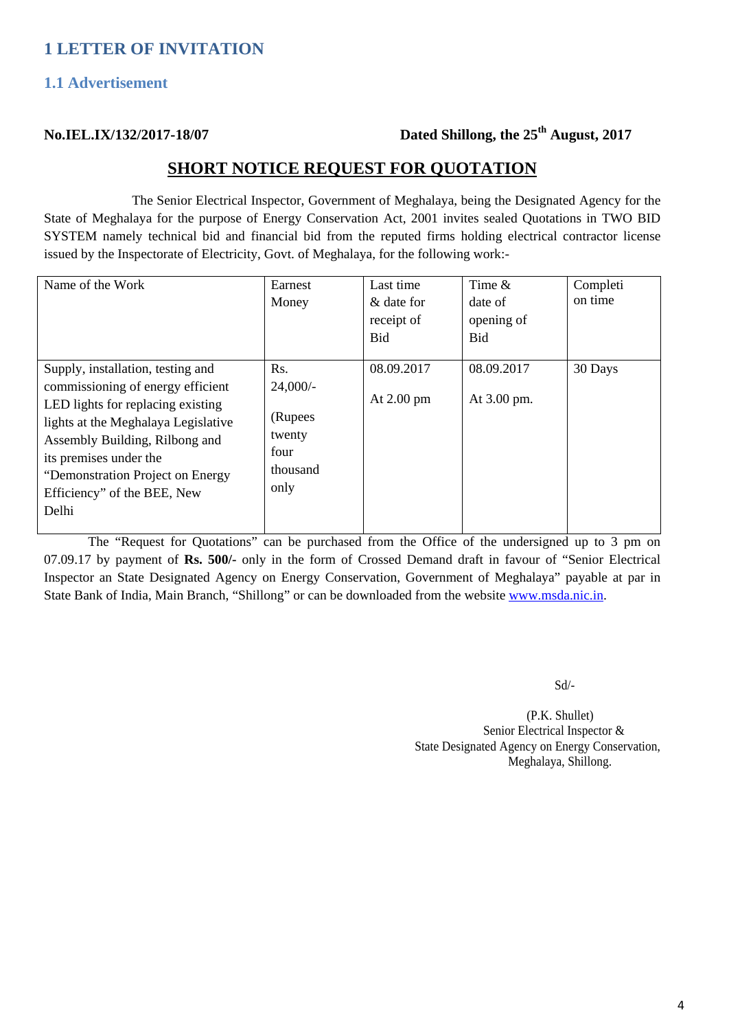# 1 LETTER OF INVITATION

## 1.1 Advertisement

**No.IEL.IX/132/2017-18/07** **Dated Shillong, the 25th August, 2017**

**SHORT NOTICE REQUEST FOR QUOTATION**

The Senior Electrical Inspector, Government of Meghalaya, being the Designated Agency for the State of Meghalaya for the purpose of Energy Conservation Act, 2001 invites sealed Quotations in TWO BID SYSTEM namely technical bid and financial bid from the reputed firms holding electrical contractor license issued by the Inspectorate of Electricity, Govt. of Meghalaya, for the following work:-

| Name of the Work | Earnest Money | Last time & date for receipt of Bid | Time & date of opening of Bid | Completion time |
|---|---|---|---|---|
| Supply, installation, testing and commissioning of energy efficient LED lights for replacing existing lights at the Meghalaya Legislative Assembly Building, Rilbong and its premises under the "Demonstration Project on Energy Efficiency" of the BEE, New Delhi | Rs. 24,000/- (Rupees twenty four thousand only | 08.09.2017 At 2.00 pm | 08.09.2017 At 3.00 pm. | 30 Days |

The "Request for Quotations" can be purchased from the Office of the undersigned up to 3 pm on 07.09.17 by payment of **Rs. 500/-** only in the form of Crossed Demand draft in favour of "Senior Electrical Inspector an State Designated Agency on Energy Conservation, Government of Meghalaya" payable at par in State Bank of India, Main Branch, "Shillong" or can be downloaded from the website www.msda.nic.in.

Sd/-

(P.K. Shullet)
Senior Electrical Inspector &
State Designated Agency on Energy Conservation,
Meghalaya, Shillong.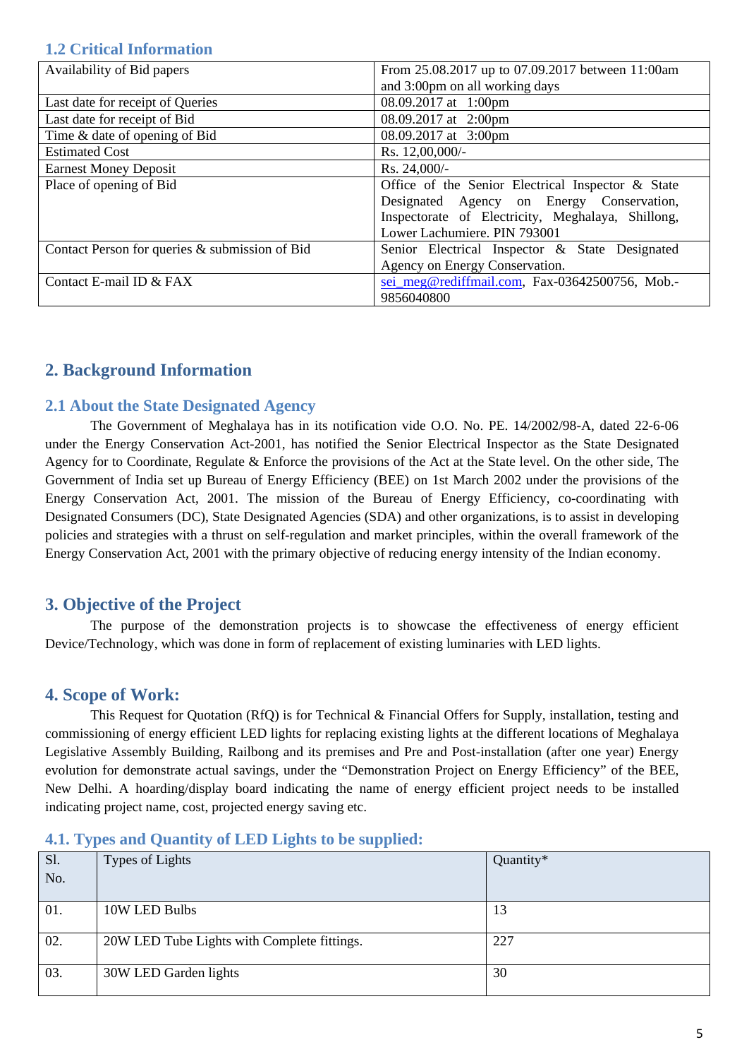### 1.2 Critical Information

| | |
|---|---|
| Availability of Bid papers | From 25.08.2017 up to 07.09.2017 between 11:00am and 3:00pm on all working days |
| Last date for receipt of Queries | 08.09.2017 at 1:00pm |
| Last date for receipt of Bid | 08.09.2017 at 2:00pm |
| Time & date of opening of Bid | 08.09.2017 at 3:00pm |
| Estimated Cost | Rs. 12,00,000/- |
| Earnest Money Deposit | Rs. 24,000/- |
| Place of opening of Bid | Office of the Senior Electrical Inspector & State Designated Agency on Energy Conservation, Inspectorate of Electricity, Meghalaya, Shillong, Lower Lachumiere. PIN 793001 |
| Contact Person for queries & submission of Bid | Senior Electrical Inspector & State Designated Agency on Energy Conservation. |
| Contact E-mail ID & FAX | sei_meg@rediffmail.com, Fax-03642500756, Mob.-9856040800 |

## 2. Background Information

### 2.1 About the State Designated Agency

The Government of Meghalaya has in its notification vide O.O. No. PE. 14/2002/98-A, dated 22-6-06 under the Energy Conservation Act-2001, has notified the Senior Electrical Inspector as the State Designated Agency for to Coordinate, Regulate & Enforce the provisions of the Act at the State level. On the other side, The Government of India set up Bureau of Energy Efficiency (BEE) on 1st March 2002 under the provisions of the Energy Conservation Act, 2001. The mission of the Bureau of Energy Efficiency, co-coordinating with Designated Consumers (DC), State Designated Agencies (SDA) and other organizations, is to assist in developing policies and strategies with a thrust on self-regulation and market principles, within the overall framework of the Energy Conservation Act, 2001 with the primary objective of reducing energy intensity of the Indian economy.

## 3. Objective of the Project

The purpose of the demonstration projects is to showcase the effectiveness of energy efficient Device/Technology, which was done in form of replacement of existing luminaries with LED lights.

## 4. Scope of Work:

This Request for Quotation (RfQ) is for Technical & Financial Offers for Supply, installation, testing and commissioning of energy efficient LED lights for replacing existing lights at the different locations of Meghalaya Legislative Assembly Building, Railbong and its premises and Pre and Post-installation (after one year) Energy evolution for demonstrate actual savings, under the "Demonstration Project on Energy Efficiency" of the BEE, New Delhi. A hoarding/display board indicating the name of energy efficient project needs to be installed indicating project name, cost, projected energy saving etc.

### 4.1. Types and Quantity of LED Lights to be supplied:

| Sl. No. | Types of Lights | Quantity* |
|---|---|---|
| 01. | 10W LED Bulbs | 13 |
| 02. | 20W LED Tube Lights with Complete fittings. | 227 |
| 03. | 30W LED Garden lights | 30 |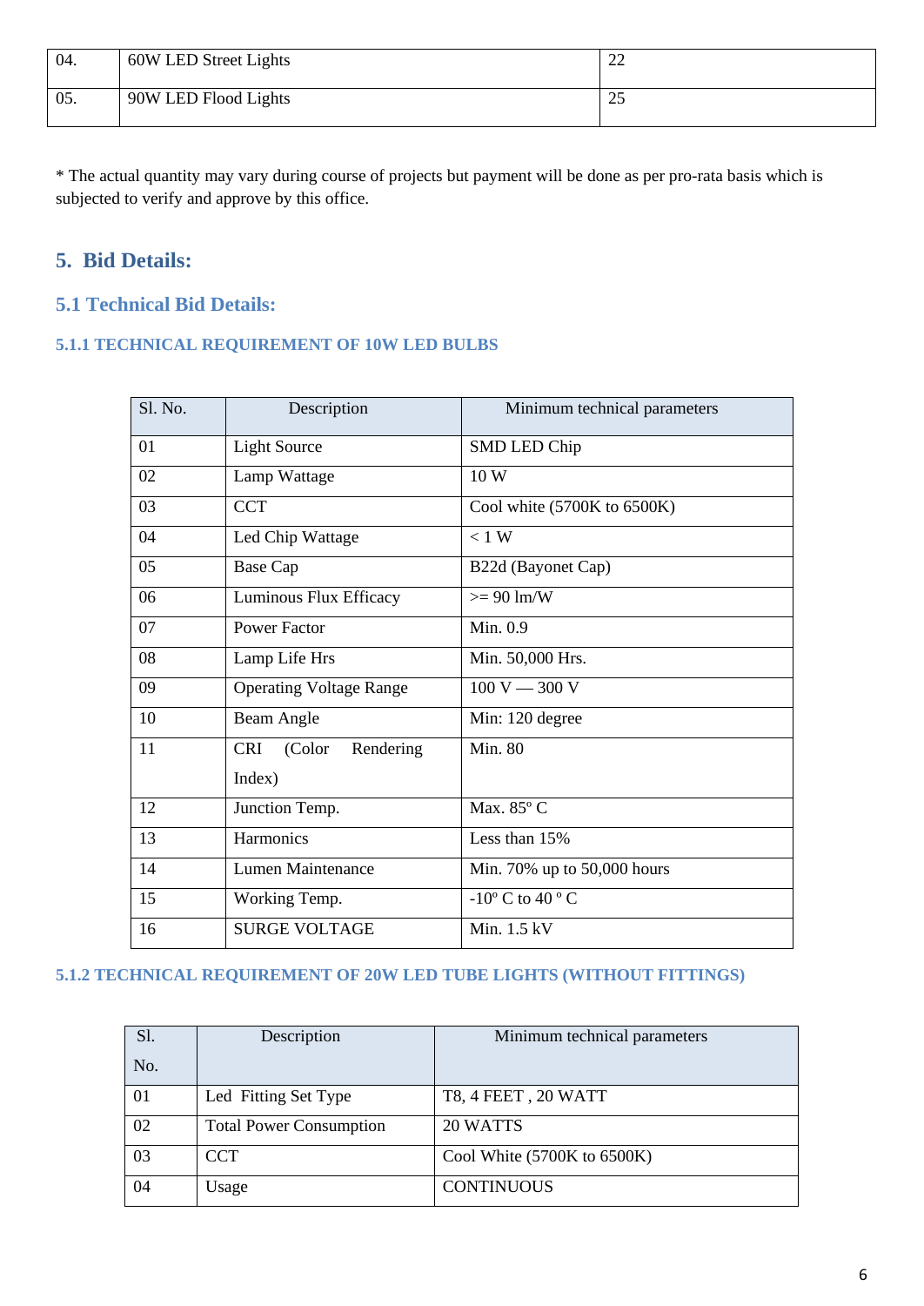| 04. | 60W LED Street Lights | 22 |
|---|---|---|
| 05. | 90W LED Flood Lights | 25 |

* The actual quantity may vary during course of projects but payment will be done as per pro-rata basis which is subjected to verify and approve by this office.

## 5. Bid Details:

### 5.1 Technical Bid Details:

#### 5.1.1 TECHNICAL REQUIREMENT OF 10W LED BULBS

| Sl. No. | Description | Minimum technical parameters |
|---|---|---|
| 01 | Light Source | SMD LED Chip |
| 02 | Lamp Wattage | 10 W |
| 03 | CCT | Cool white (5700K to 6500K) |
| 04 | Led Chip Wattage | < 1 W |
| 05 | Base Cap | B22d (Bayonet Cap) |
| 06 | Luminous Flux Efficacy | >= 90 lm/W |
| 07 | Power Factor | Min. 0.9 |
| 08 | Lamp Life Hrs | Min. 50,000 Hrs. |
| 09 | Operating Voltage Range | 100 V — 300 V |
| 10 | Beam Angle | Min: 120 degree |
| 11 | CRI (Color Rendering Index) | Min. 80 |
| 12 | Junction Temp. | Max. 85º C |
| 13 | Harmonics | Less than 15% |
| 14 | Lumen Maintenance | Min. 70% up to 50,000 hours |
| 15 | Working Temp. | -10º C to 40 º C |
| 16 | SURGE VOLTAGE | Min. 1.5 kV |

#### 5.1.2 TECHNICAL REQUIREMENT OF 20W LED TUBE LIGHTS (WITHOUT FITTINGS)

| Sl. No. | Description | Minimum technical parameters |
|---|---|---|
| 01 | Led Fitting Set Type | T8, 4 FEET , 20 WATT |
| 02 | Total Power Consumption | 20 WATTS |
| 03 | CCT | Cool White (5700K to 6500K) |
| 04 | Usage | CONTINUOUS |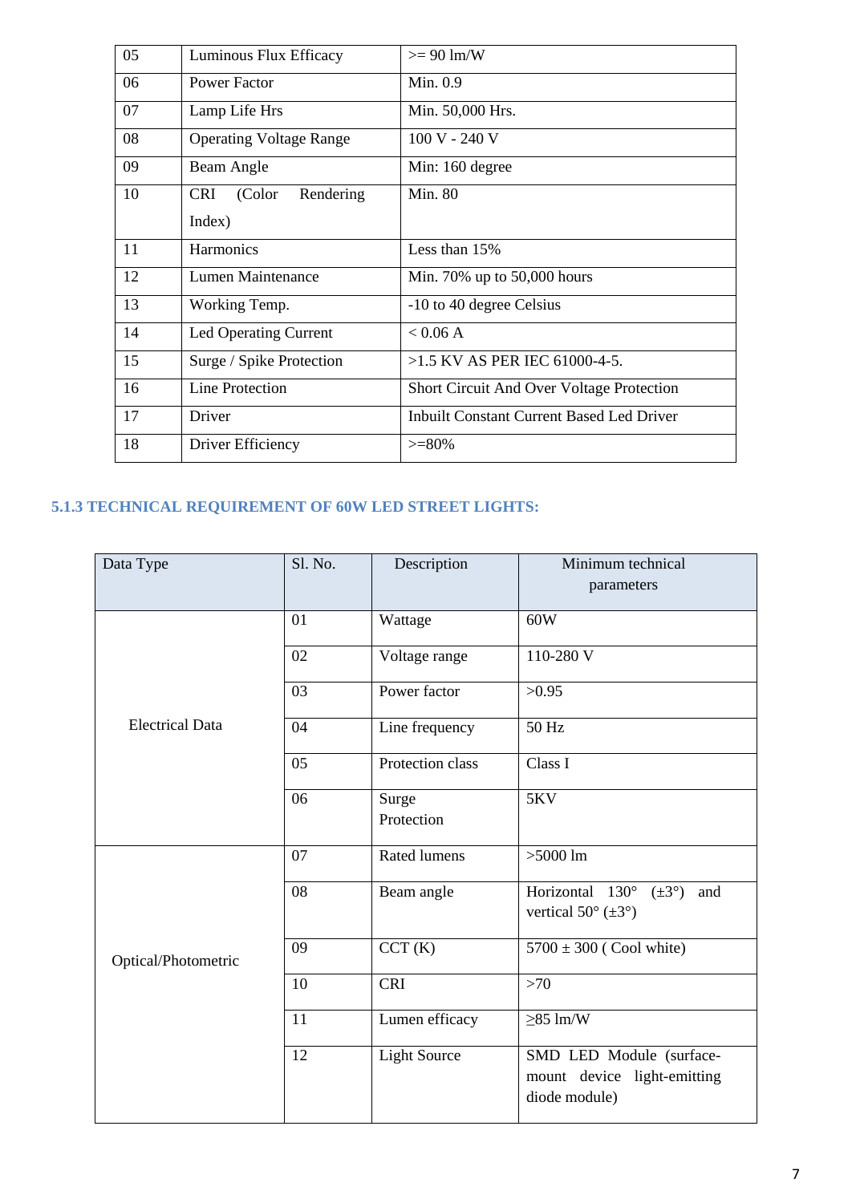| 05 | Luminous Flux Efficacy | >= 90 lm/W |
|---|---|---|
| 06 | Power Factor | Min. 0.9 |
| 07 | Lamp Life Hrs | Min. 50,000 Hrs. |
| 08 | Operating Voltage Range | 100 V - 240 V |
| 09 | Beam Angle | Min: 160 degree |
| 10 | CRI (Color Rendering Index) | Min. 80 |
| 11 | Harmonics | Less than 15% |
| 12 | Lumen Maintenance | Min. 70% up to 50,000 hours |
| 13 | Working Temp. | -10 to 40 degree Celsius |
| 14 | Led Operating Current | < 0.06 A |
| 15 | Surge / Spike Protection | >1.5 KV AS PER IEC 61000-4-5. |
| 16 | Line Protection | Short Circuit And Over Voltage Protection |
| 17 | Driver | Inbuilt Constant Current Based Led Driver |
| 18 | Driver Efficiency | >=80% |

### 5.1.3 TECHNICAL REQUIREMENT OF 60W LED STREET LIGHTS:

| Data Type | Sl. No. | Description | Minimum technical parameters |
|---|---|---|---|
| Electrical Data | 01 | Wattage | 60W |
| | 02 | Voltage range | 110-280 V |
| | 03 | Power factor | >0.95 |
| | 04 | Line frequency | 50 Hz |
| | 05 | Protection class | Class I |
| | 06 | Surge Protection | 5KV |
| Optical/Photometric | 07 | Rated lumens | >5000 lm |
| | 08 | Beam angle | Horizontal 130° (±3°) and vertical 50° (±3°) |
| | 09 | CCT (K) | 5700 ± 300 ( Cool white) |
| | 10 | CRI | >70 |
| | 11 | Lumen efficacy | ≥85 lm/W |
| | 12 | Light Source | SMD LED Module (surface-mount device light-emitting diode module) |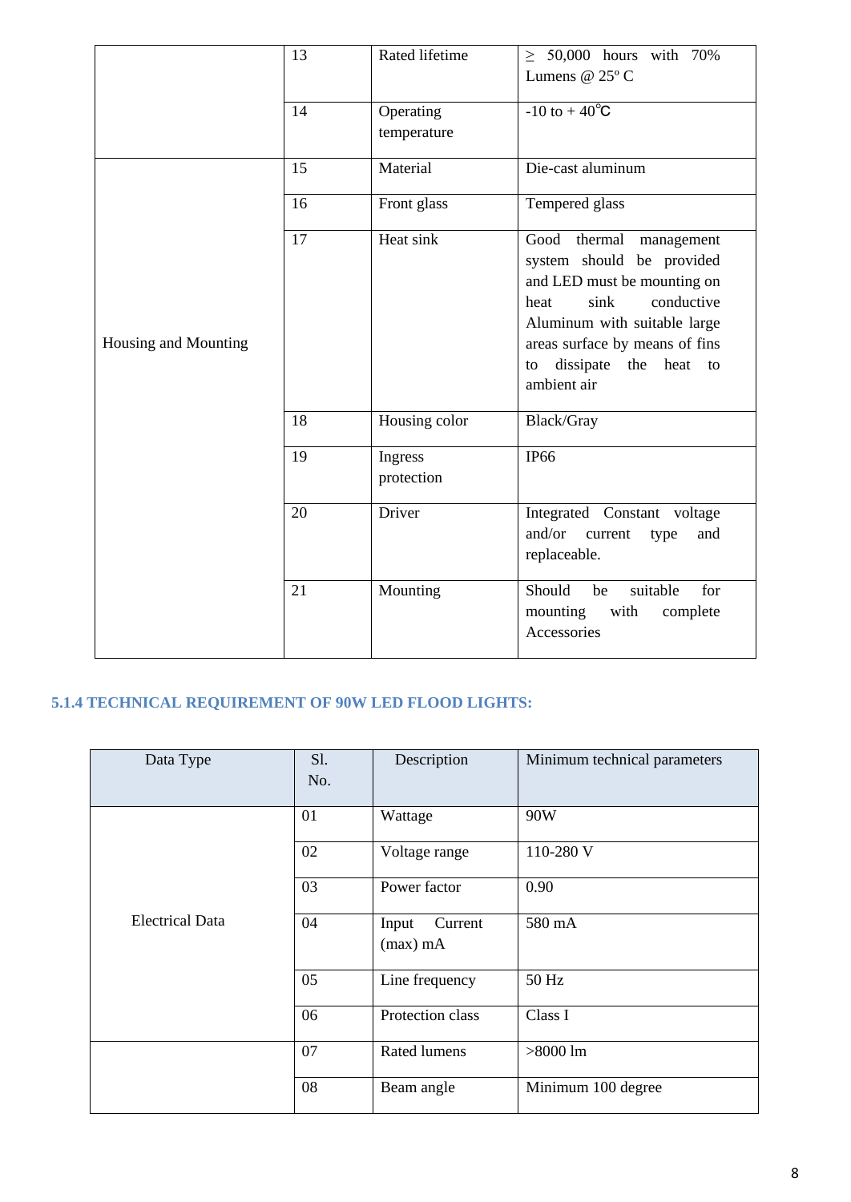| | | | |
|---|---|---|---|
| | 13 | Rated lifetime | ≥ 50,000 hours with 70% Lumens @ 25º C |
| | 14 | Operating temperature | -10 to + 40℃ |
| Housing and Mounting | 15 | Material | Die-cast aluminum |
| | 16 | Front glass | Tempered glass |
| | 17 | Heat sink | Good thermal management system should be provided and LED must be mounting on heat sink conductive Aluminum with suitable large areas surface by means of fins to dissipate the heat to ambient air |
| | 18 | Housing color | Black/Gray |
| | 19 | Ingress protection | IP66 |
| | 20 | Driver | Integrated Constant voltage and/or current type and replaceable. |
| | 21 | Mounting | Should be suitable for mounting with complete Accessories |

### 5.1.4 TECHNICAL REQUIREMENT OF 90W LED FLOOD LIGHTS:

| Data Type | Sl. No. | Description | Minimum technical parameters |
|---|---|---|---|
| Electrical Data | 01 | Wattage | 90W |
| | 02 | Voltage range | 110-280 V |
| | 03 | Power factor | 0.90 |
| | 04 | Input Current (max) mA | 580 mA |
| | 05 | Line frequency | 50 Hz |
| | 06 | Protection class | Class I |
| | 07 | Rated lumens | >8000 lm |
| | 08 | Beam angle | Minimum 100 degree |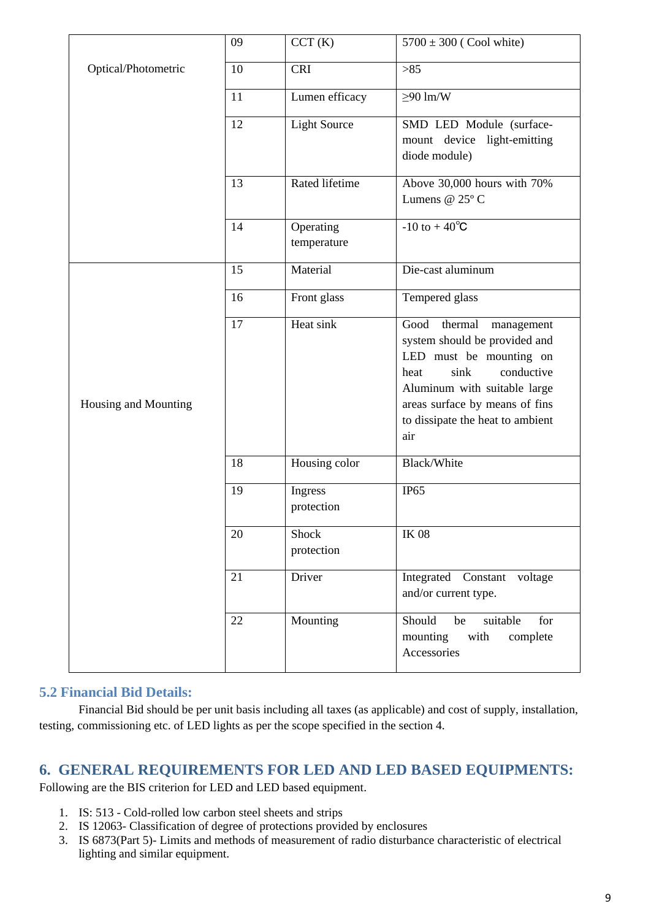| | | | |
|---|---|---|---|
| Optical/Photometric | 09 | CCT (K) | 5700 ± 300 ( Cool white) |
| | 10 | CRI | >85 |
| | 11 | Lumen efficacy | ≥90 lm/W |
| | 12 | Light Source | SMD LED Module (surface-mount device light-emitting diode module) |
| | 13 | Rated lifetime | Above 30,000 hours with 70% Lumens @ 25º C |
| | 14 | Operating temperature | -10 to + 40℃ |
| Housing and Mounting | 15 | Material | Die-cast aluminum |
| | 16 | Front glass | Tempered glass |
| | 17 | Heat sink | Good thermal management system should be provided and LED must be mounting on heat sink conductive Aluminum with suitable large areas surface by means of fins to dissipate the heat to ambient air |
| | 18 | Housing color | Black/White |
| | 19 | Ingress protection | IP65 |
| | 20 | Shock protection | IK 08 |
| | 21 | Driver | Integrated Constant voltage and/or current type. |
| | 22 | Mounting | Should be suitable for mounting with complete Accessories |

### 5.2 Financial Bid Details:

Financial Bid should be per unit basis including all taxes (as applicable) and cost of supply, installation, testing, commissioning etc. of LED lights as per the scope specified in the section 4.

## 6. GENERAL REQUIREMENTS FOR LED AND LED BASED EQUIPMENTS:

Following are the BIS criterion for LED and LED based equipment.

1. IS: 513 - Cold-rolled low carbon steel sheets and strips
2. IS 12063- Classification of degree of protections provided by enclosures
3. IS 6873(Part 5)- Limits and methods of measurement of radio disturbance characteristic of electrical lighting and similar equipment.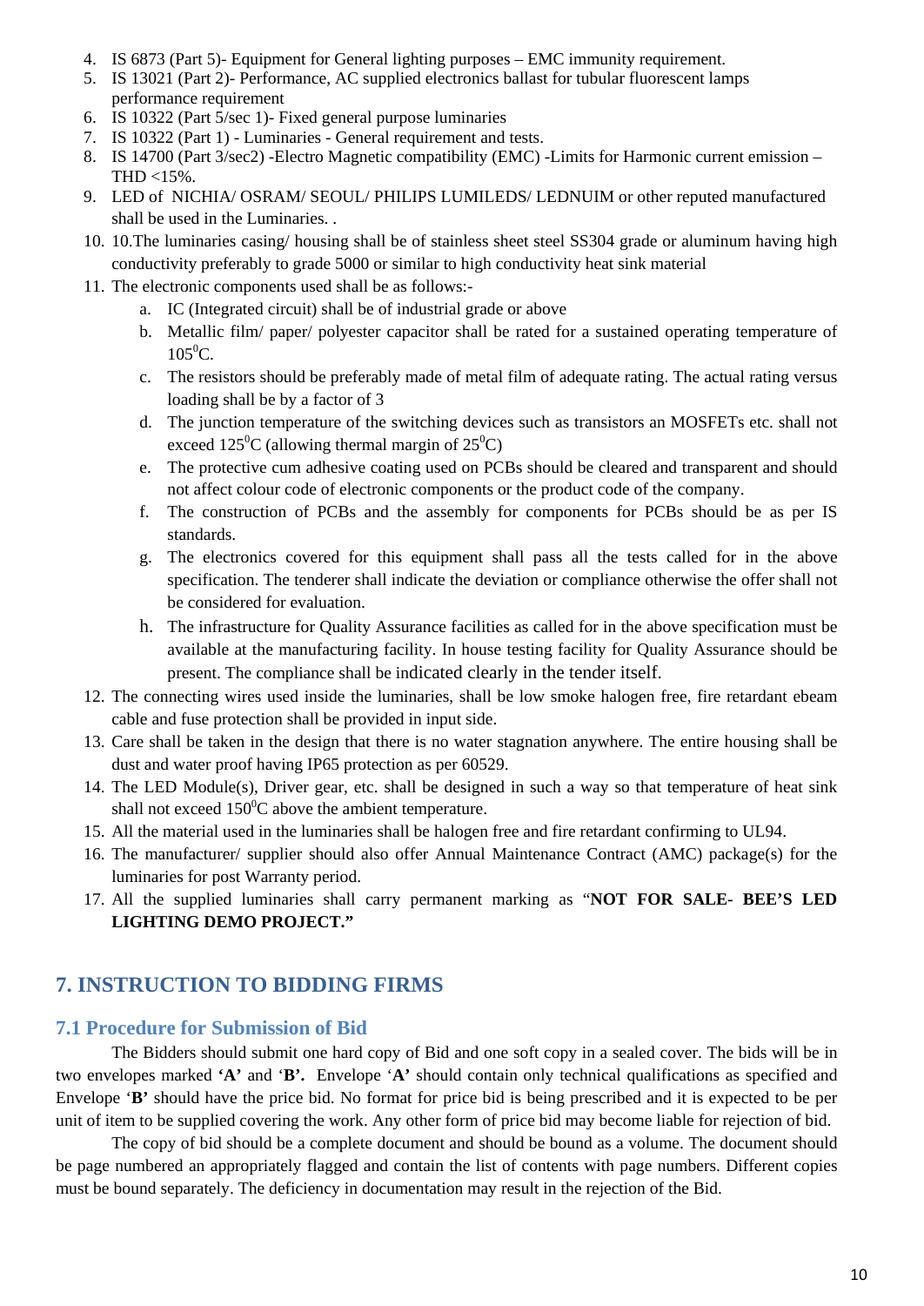4. IS 6873 (Part 5)- Equipment for General lighting purposes – EMC immunity requirement.
5. IS 13021 (Part 2)- Performance, AC supplied electronics ballast for tubular fluorescent lamps performance requirement
6. IS 10322 (Part 5/sec 1)- Fixed general purpose luminaries
7. IS 10322 (Part 1) - Luminaries - General requirement and tests.
8. IS 14700 (Part 3/sec2) -Electro Magnetic compatibility (EMC) -Limits for Harmonic current emission – THD <15%.
9. LED of NICHIA/ OSRAM/ SEOUL/ PHILIPS LUMILEDS/ LEDNUIM or other reputed manufactured shall be used in the Luminaries. .
10. 10.The luminaries casing/ housing shall be of stainless sheet steel SS304 grade or aluminum having high conductivity preferably to grade 5000 or similar to high conductivity heat sink material
11. The electronic components used shall be as follows:-
    a. IC (Integrated circuit) shall be of industrial grade or above
    b. Metallic film/ paper/ polyester capacitor shall be rated for a sustained operating temperature of $105^0$C.
    c. The resistors should be preferably made of metal film of adequate rating. The actual rating versus loading shall be by a factor of 3
    d. The junction temperature of the switching devices such as transistors an MOSFETs etc. shall not exceed $125^0$C (allowing thermal margin of $25^0$C)
    e. The protective cum adhesive coating used on PCBs should be cleared and transparent and should not affect colour code of electronic components or the product code of the company.
    f. The construction of PCBs and the assembly for components for PCBs should be as per IS standards.
    g. The electronics covered for this equipment shall pass all the tests called for in the above specification. The tenderer shall indicate the deviation or compliance otherwise the offer shall not be considered for evaluation.
    h. The infrastructure for Quality Assurance facilities as called for in the above specification must be available at the manufacturing facility. In house testing facility for Quality Assurance should be present. The compliance shall be indicated clearly in the tender itself.
12. The connecting wires used inside the luminaries, shall be low smoke halogen free, fire retardant ebeam cable and fuse protection shall be provided in input side.
13. Care shall be taken in the design that there is no water stagnation anywhere. The entire housing shall be dust and water proof having IP65 protection as per 60529.
14. The LED Module(s), Driver gear, etc. shall be designed in such a way so that temperature of heat sink shall not exceed $150^0$C above the ambient temperature.
15. All the material used in the luminaries shall be halogen free and fire retardant confirming to UL94.
16. The manufacturer/ supplier should also offer Annual Maintenance Contract (AMC) package(s) for the luminaries for post Warranty period.
17. All the supplied luminaries shall carry permanent marking as "**NOT FOR SALE- BEE'S LED LIGHTING DEMO PROJECT."**

## 7. INSTRUCTION TO BIDDING FIRMS

### 7.1 Procedure for Submission of Bid

The Bidders should submit one hard copy of Bid and one soft copy in a sealed cover. The bids will be in two envelopes marked **'A'** and '**B'.** Envelope '**A'** should contain only technical qualifications as specified and Envelope '**B'** should have the price bid. No format for price bid is being prescribed and it is expected to be per unit of item to be supplied covering the work. Any other form of price bid may become liable for rejection of bid.

The copy of bid should be a complete document and should be bound as a volume. The document should be page numbered an appropriately flagged and contain the list of contents with page numbers. Different copies must be bound separately. The deficiency in documentation may result in the rejection of the Bid.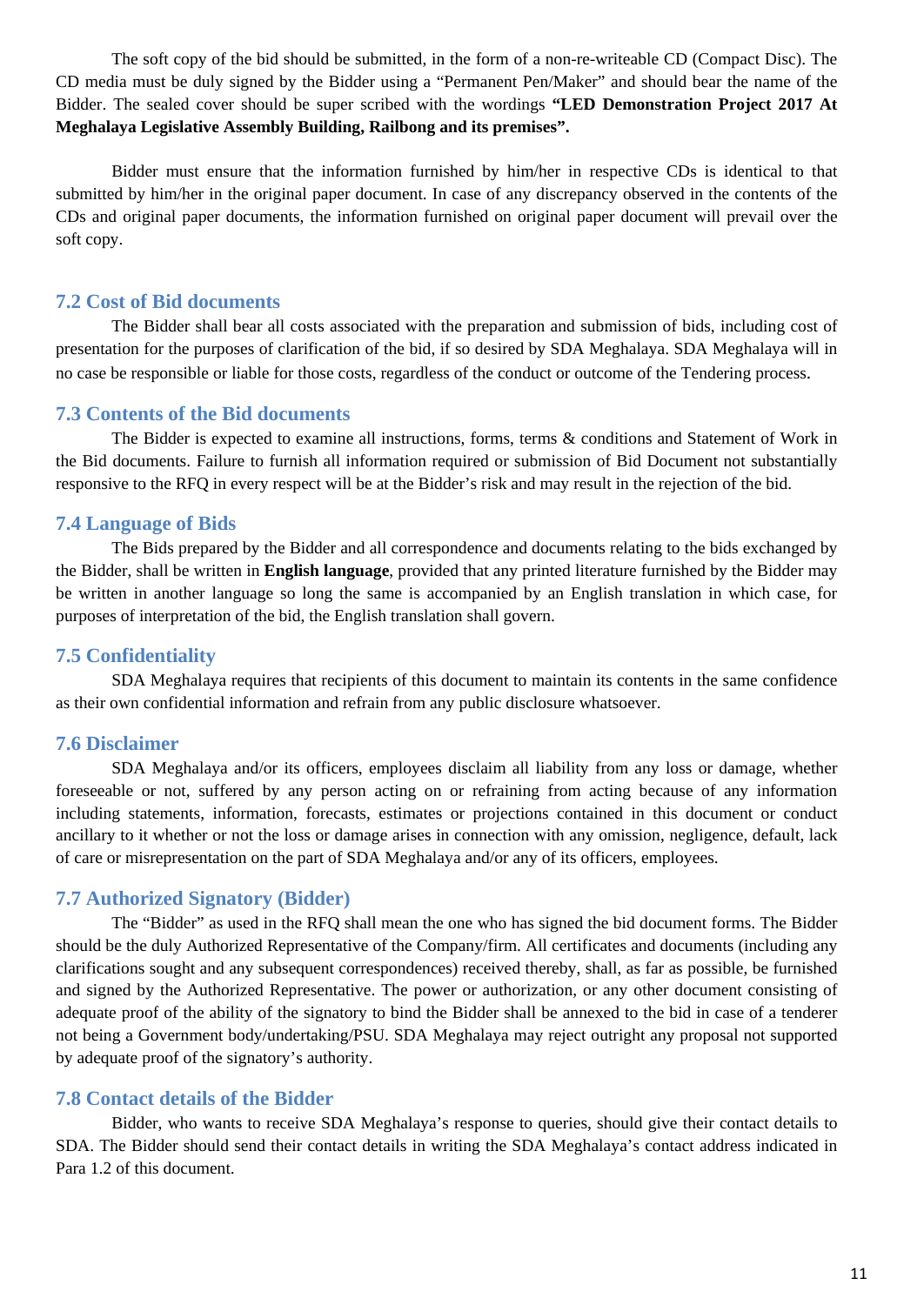The soft copy of the bid should be submitted, in the form of a non-re-writeable CD (Compact Disc). The CD media must be duly signed by the Bidder using a "Permanent Pen/Maker" and should bear the name of the Bidder. The sealed cover should be super scribed with the wordings **"LED Demonstration Project 2017 At Meghalaya Legislative Assembly Building, Railbong and its premises".**

Bidder must ensure that the information furnished by him/her in respective CDs is identical to that submitted by him/her in the original paper document. In case of any discrepancy observed in the contents of the CDs and original paper documents, the information furnished on original paper document will prevail over the soft copy.

## 7.2 Cost of Bid documents

The Bidder shall bear all costs associated with the preparation and submission of bids, including cost of presentation for the purposes of clarification of the bid, if so desired by SDA Meghalaya. SDA Meghalaya will in no case be responsible or liable for those costs, regardless of the conduct or outcome of the Tendering process.

## 7.3 Contents of the Bid documents

The Bidder is expected to examine all instructions, forms, terms & conditions and Statement of Work in the Bid documents. Failure to furnish all information required or submission of Bid Document not substantially responsive to the RFQ in every respect will be at the Bidder's risk and may result in the rejection of the bid.

## 7.4 Language of Bids

The Bids prepared by the Bidder and all correspondence and documents relating to the bids exchanged by the Bidder, shall be written in **English language**, provided that any printed literature furnished by the Bidder may be written in another language so long the same is accompanied by an English translation in which case, for purposes of interpretation of the bid, the English translation shall govern.

## 7.5 Confidentiality

SDA Meghalaya requires that recipients of this document to maintain its contents in the same confidence as their own confidential information and refrain from any public disclosure whatsoever.

## 7.6 Disclaimer

SDA Meghalaya and/or its officers, employees disclaim all liability from any loss or damage, whether foreseeable or not, suffered by any person acting on or refraining from acting because of any information including statements, information, forecasts, estimates or projections contained in this document or conduct ancillary to it whether or not the loss or damage arises in connection with any omission, negligence, default, lack of care or misrepresentation on the part of SDA Meghalaya and/or any of its officers, employees.

## 7.7 Authorized Signatory (Bidder)

The "Bidder" as used in the RFQ shall mean the one who has signed the bid document forms. The Bidder should be the duly Authorized Representative of the Company/firm. All certificates and documents (including any clarifications sought and any subsequent correspondences) received thereby, shall, as far as possible, be furnished and signed by the Authorized Representative. The power or authorization, or any other document consisting of adequate proof of the ability of the signatory to bind the Bidder shall be annexed to the bid in case of a tenderer not being a Government body/undertaking/PSU. SDA Meghalaya may reject outright any proposal not supported by adequate proof of the signatory's authority.

## 7.8 Contact details of the Bidder

Bidder, who wants to receive SDA Meghalaya's response to queries, should give their contact details to SDA. The Bidder should send their contact details in writing the SDA Meghalaya's contact address indicated in Para 1.2 of this document.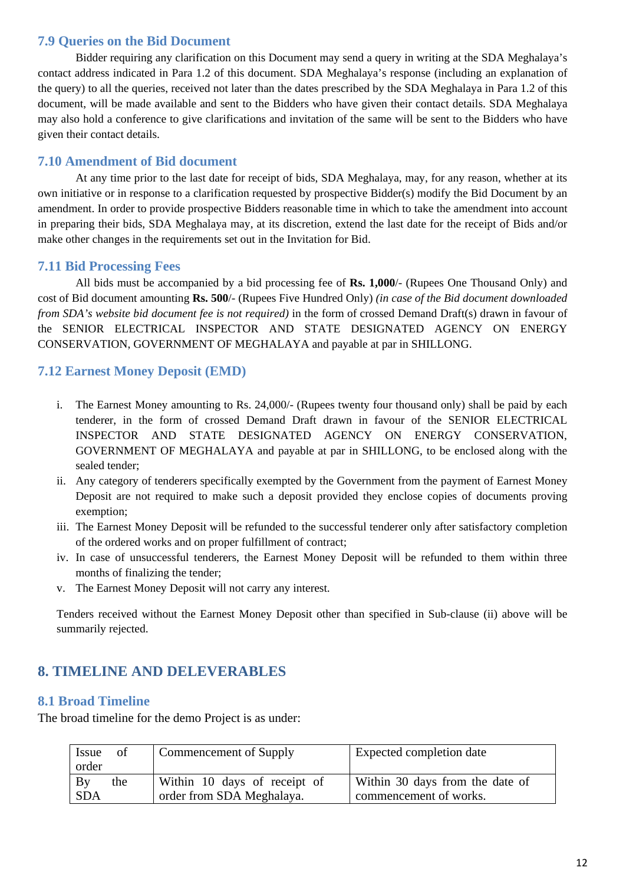### 7.9 Queries on the Bid Document

Bidder requiring any clarification on this Document may send a query in writing at the SDA Meghalaya's contact address indicated in Para 1.2 of this document. SDA Meghalaya's response (including an explanation of the query) to all the queries, received not later than the dates prescribed by the SDA Meghalaya in Para 1.2 of this document, will be made available and sent to the Bidders who have given their contact details. SDA Meghalaya may also hold a conference to give clarifications and invitation of the same will be sent to the Bidders who have given their contact details.

### 7.10 Amendment of Bid document

At any time prior to the last date for receipt of bids, SDA Meghalaya, may, for any reason, whether at its own initiative or in response to a clarification requested by prospective Bidder(s) modify the Bid Document by an amendment. In order to provide prospective Bidders reasonable time in which to take the amendment into account in preparing their bids, SDA Meghalaya may, at its discretion, extend the last date for the receipt of Bids and/or make other changes in the requirements set out in the Invitation for Bid.

### 7.11 Bid Processing Fees

All bids must be accompanied by a bid processing fee of **Rs. 1,000**/- (Rupees One Thousand Only) and cost of Bid document amounting **Rs. 500**/- (Rupees Five Hundred Only) *(in case of the Bid document downloaded from SDA's website bid document fee is not required)* in the form of crossed Demand Draft(s) drawn in favour of the SENIOR ELECTRICAL INSPECTOR AND STATE DESIGNATED AGENCY ON ENERGY CONSERVATION, GOVERNMENT OF MEGHALAYA and payable at par in SHILLONG.

### 7.12 Earnest Money Deposit (EMD)

i. The Earnest Money amounting to Rs. 24,000/- (Rupees twenty four thousand only) shall be paid by each tenderer, in the form of crossed Demand Draft drawn in favour of the SENIOR ELECTRICAL INSPECTOR AND STATE DESIGNATED AGENCY ON ENERGY CONSERVATION, GOVERNMENT OF MEGHALAYA and payable at par in SHILLONG, to be enclosed along with the sealed tender;
ii. Any category of tenderers specifically exempted by the Government from the payment of Earnest Money Deposit are not required to make such a deposit provided they enclose copies of documents proving exemption;
iii. The Earnest Money Deposit will be refunded to the successful tenderer only after satisfactory completion of the ordered works and on proper fulfillment of contract;
iv. In case of unsuccessful tenderers, the Earnest Money Deposit will be refunded to them within three months of finalizing the tender;
v. The Earnest Money Deposit will not carry any interest.

Tenders received without the Earnest Money Deposit other than specified in Sub-clause (ii) above will be summarily rejected.

## 8. TIMELINE AND DELEVERABLES

### 8.1 Broad Timeline

The broad timeline for the demo Project is as under:

| Issue of order | Commencement of Supply | Expected completion date |
|---|---|---|
| By the SDA | Within 10 days of receipt of order from SDA Meghalaya. | Within 30 days from the date of commencement of works. |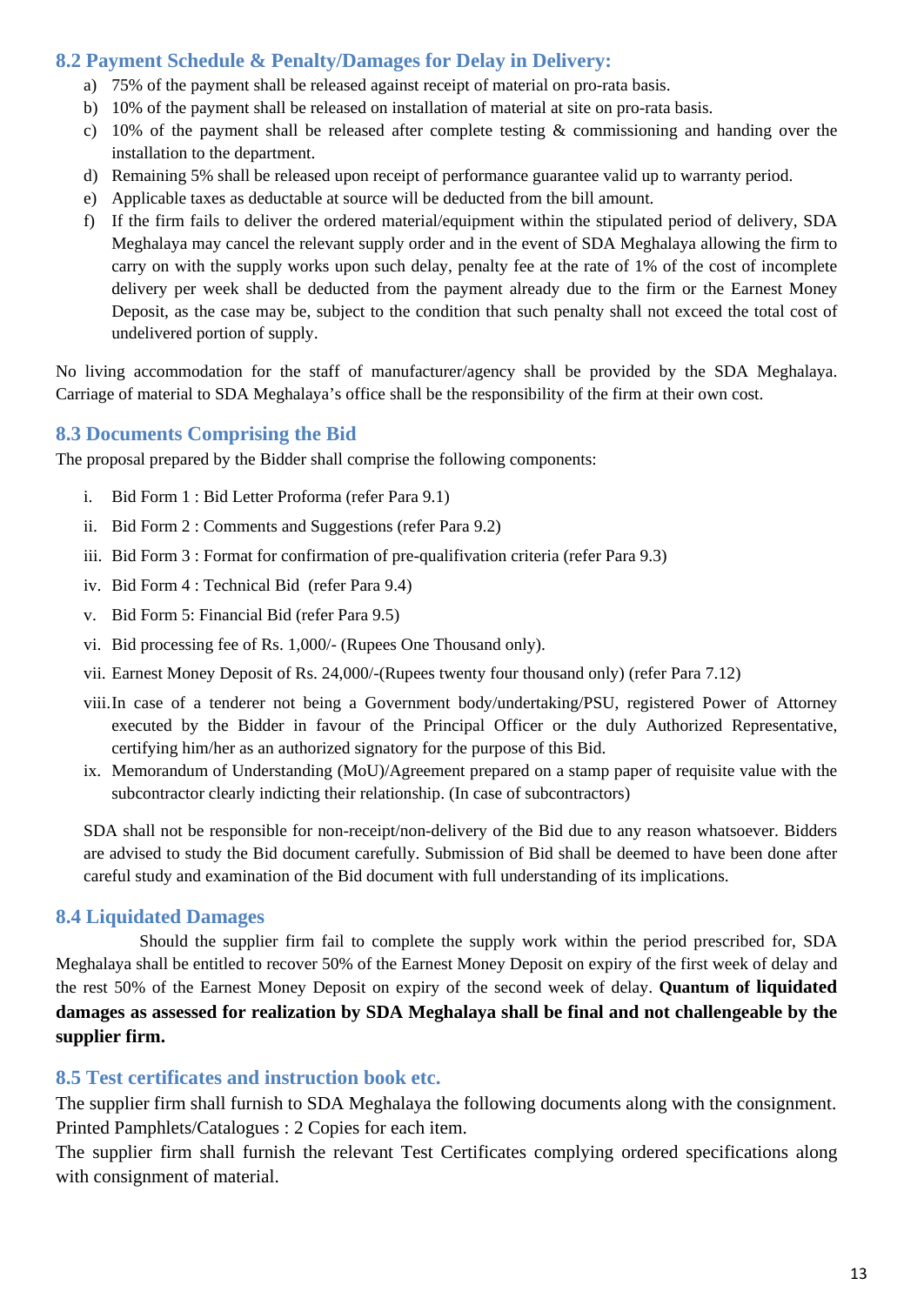### 8.2 Payment Schedule & Penalty/Damages for Delay in Delivery:

a) 75% of the payment shall be released against receipt of material on pro-rata basis.
b) 10% of the payment shall be released on installation of material at site on pro-rata basis.
c) 10% of the payment shall be released after complete testing & commissioning and handing over the installation to the department.
d) Remaining 5% shall be released upon receipt of performance guarantee valid up to warranty period.
e) Applicable taxes as deductable at source will be deducted from the bill amount.
f) If the firm fails to deliver the ordered material/equipment within the stipulated period of delivery, SDA Meghalaya may cancel the relevant supply order and in the event of SDA Meghalaya allowing the firm to carry on with the supply works upon such delay, penalty fee at the rate of 1% of the cost of incomplete delivery per week shall be deducted from the payment already due to the firm or the Earnest Money Deposit, as the case may be, subject to the condition that such penalty shall not exceed the total cost of undelivered portion of supply.

No living accommodation for the staff of manufacturer/agency shall be provided by the SDA Meghalaya. Carriage of material to SDA Meghalaya's office shall be the responsibility of the firm at their own cost.

### 8.3 Documents Comprising the Bid

The proposal prepared by the Bidder shall comprise the following components:

i. Bid Form 1 : Bid Letter Proforma (refer Para 9.1)
ii. Bid Form 2 : Comments and Suggestions (refer Para 9.2)
iii. Bid Form 3 : Format for confirmation of pre-qualifovation criteria (refer Para 9.3)
iv. Bid Form 4 : Technical Bid (refer Para 9.4)
v. Bid Form 5: Financial Bid (refer Para 9.5)
vi. Bid processing fee of Rs. 1,000/- (Rupees One Thousand only).
vii. Earnest Money Deposit of Rs. 24,000/-(Rupees twenty four thousand only) (refer Para 7.12)
viii. In case of a tenderer not being a Government body/undertaking/PSU, registered Power of Attorney executed by the Bidder in favour of the Principal Officer or the duly Authorized Representative, certifying him/her as an authorized signatory for the purpose of this Bid.
ix. Memorandum of Understanding (MoU)/Agreement prepared on a stamp paper of requisite value with the subcontractor clearly indicting their relationship. (In case of subcontractors)

SDA shall not be responsible for non-receipt/non-delivery of the Bid due to any reason whatsoever. Bidders are advised to study the Bid document carefully. Submission of Bid shall be deemed to have been done after careful study and examination of the Bid document with full understanding of its implications.

### 8.4 Liquidated Damages

Should the supplier firm fail to complete the supply work within the period prescribed for, SDA Meghalaya shall be entitled to recover 50% of the Earnest Money Deposit on expiry of the first week of delay and the rest 50% of the Earnest Money Deposit on expiry of the second week of delay. **Quantum of liquidated damages as assessed for realization by SDA Meghalaya shall be final and not challengeable by the supplier firm.**

### 8.5 Test certificates and instruction book etc.

The supplier firm shall furnish to SDA Meghalaya the following documents along with the consignment.
Printed Pamphlets/Catalogues : 2 Copies for each item.
The supplier firm shall furnish the relevant Test Certificates complying ordered specifications along with consignment of material.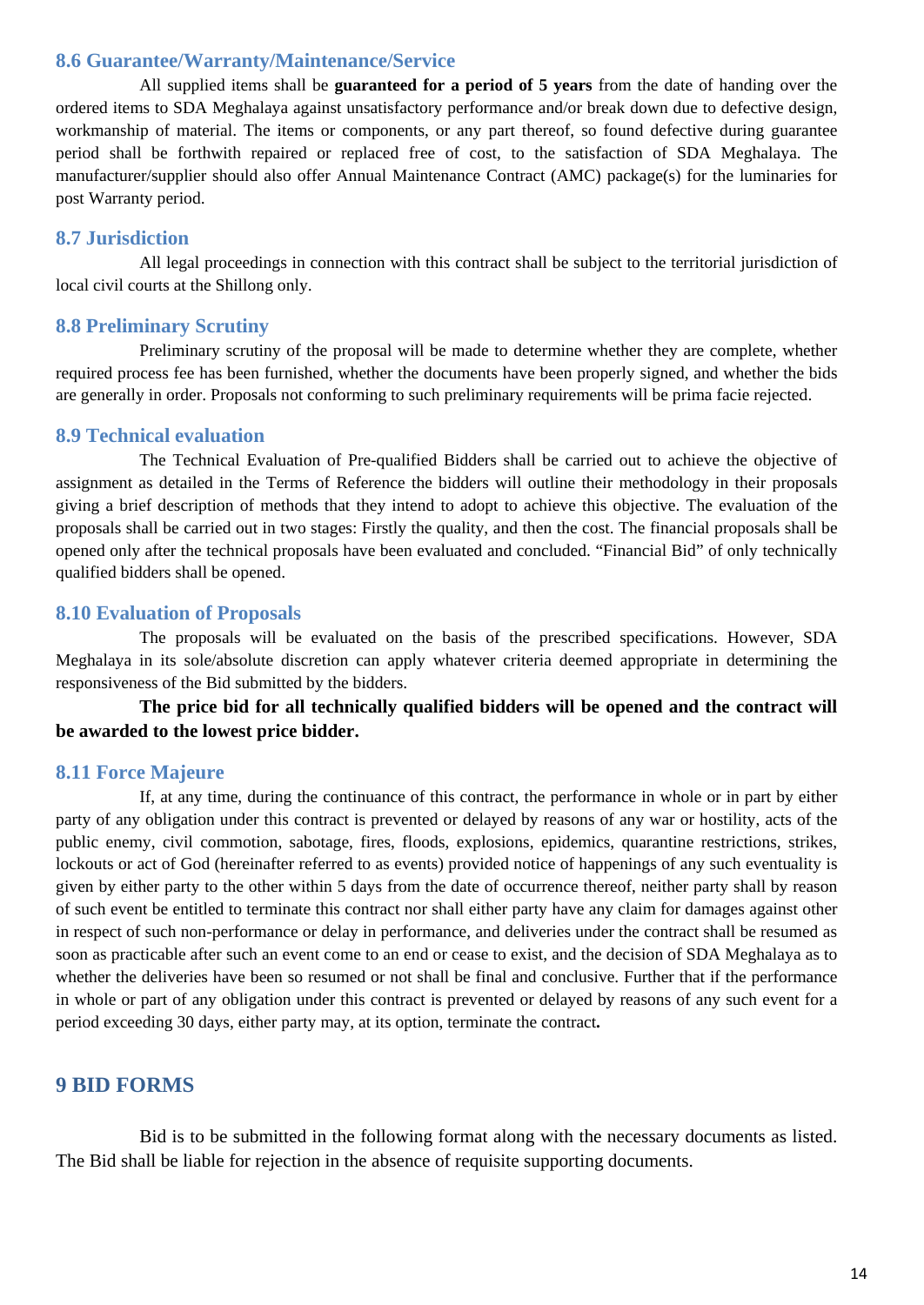### 8.6 Guarantee/Warranty/Maintenance/Service

All supplied items shall be **guaranteed for a period of 5 years** from the date of handing over the ordered items to SDA Meghalaya against unsatisfactory performance and/or break down due to defective design, workmanship of material. The items or components, or any part thereof, so found defective during guarantee period shall be forthwith repaired or replaced free of cost, to the satisfaction of SDA Meghalaya. The manufacturer/supplier should also offer Annual Maintenance Contract (AMC) package(s) for the luminaries for post Warranty period.

### 8.7 Jurisdiction

All legal proceedings in connection with this contract shall be subject to the territorial jurisdiction of local civil courts at the Shillong only.

### 8.8 Preliminary Scrutiny

Preliminary scrutiny of the proposal will be made to determine whether they are complete, whether required process fee has been furnished, whether the documents have been properly signed, and whether the bids are generally in order. Proposals not conforming to such preliminary requirements will be prima facie rejected.

### 8.9 Technical evaluation

The Technical Evaluation of Pre-qualified Bidders shall be carried out to achieve the objective of assignment as detailed in the Terms of Reference the bidders will outline their methodology in their proposals giving a brief description of methods that they intend to adopt to achieve this objective. The evaluation of the proposals shall be carried out in two stages: Firstly the quality, and then the cost. The financial proposals shall be opened only after the technical proposals have been evaluated and concluded. “Financial Bid” of only technically qualified bidders shall be opened.

### 8.10 Evaluation of Proposals

The proposals will be evaluated on the basis of the prescribed specifications. However, SDA Meghalaya in its sole/absolute discretion can apply whatever criteria deemed appropriate in determining the responsiveness of the Bid submitted by the bidders.

**The price bid for all technically qualified bidders will be opened and the contract will be awarded to the lowest price bidder.**

### 8.11 Force Majeure

If, at any time, during the continuance of this contract, the performance in whole or in part by either party of any obligation under this contract is prevented or delayed by reasons of any war or hostility, acts of the public enemy, civil commotion, sabotage, fires, floods, explosions, epidemics, quarantine restrictions, strikes, lockouts or act of God (hereinafter referred to as events) provided notice of happenings of any such eventuality is given by either party to the other within 5 days from the date of occurrence thereof, neither party shall by reason of such event be entitled to terminate this contract nor shall either party have any claim for damages against other in respect of such non-performance or delay in performance, and deliveries under the contract shall be resumed as soon as practicable after such an event come to an end or cease to exist, and the decision of SDA Meghalaya as to whether the deliveries have been so resumed or not shall be final and conclusive. Further that if the performance in whole or part of any obligation under this contract is prevented or delayed by reasons of any such event for a period exceeding 30 days, either party may, at its option, terminate the contract.

## 9 BID FORMS

Bid is to be submitted in the following format along with the necessary documents as listed. The Bid shall be liable for rejection in the absence of requisite supporting documents.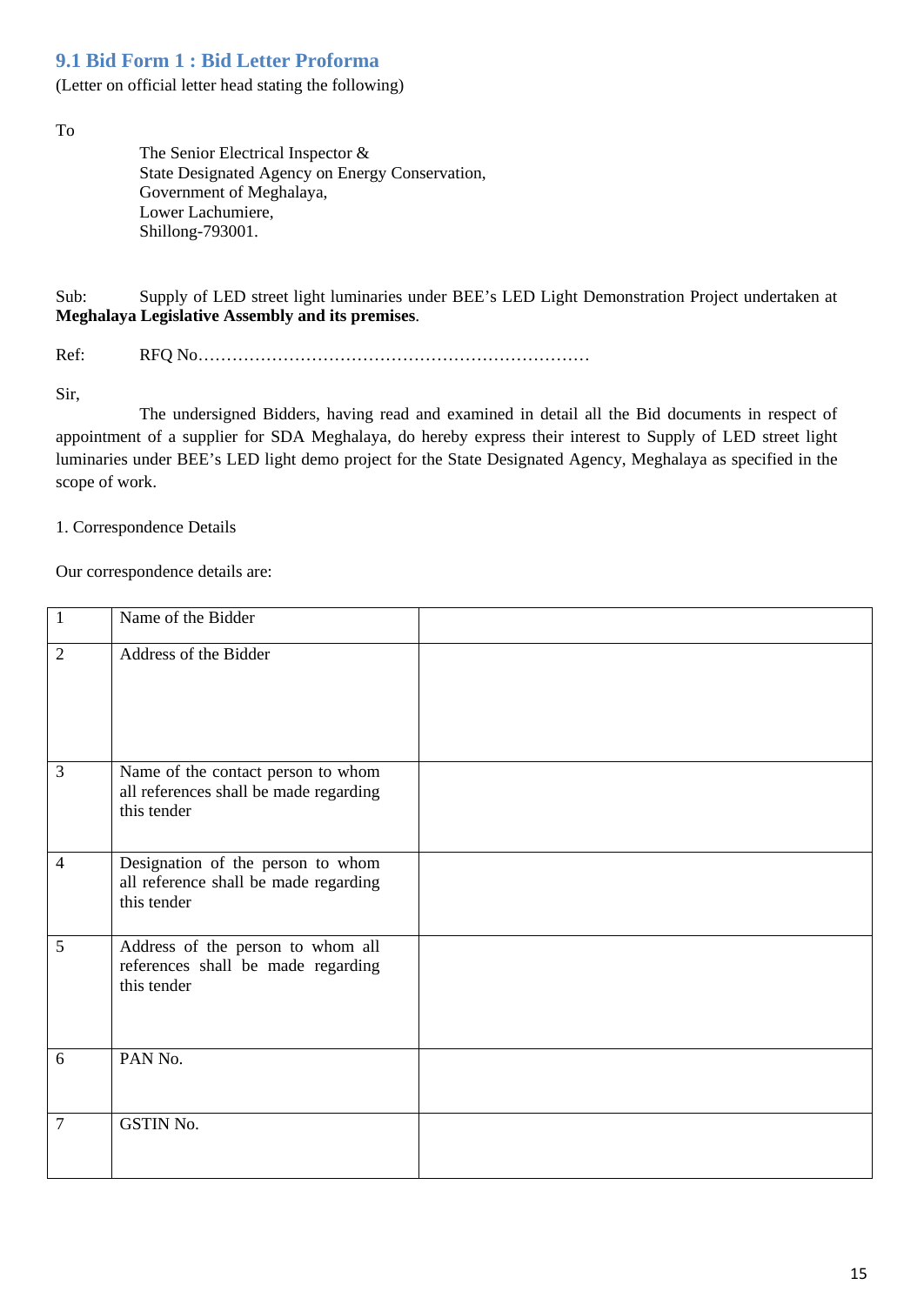## 9.1 Bid Form 1 : Bid Letter Proforma

(Letter on official letter head stating the following)

To

The Senior Electrical Inspector &
State Designated Agency on Energy Conservation,
Government of Meghalaya,
Lower Lachumiere,
Shillong-793001.

Sub: Supply of LED street light luminaries under BEE's LED Light Demonstration Project undertaken at **Meghalaya Legislative Assembly and its premises**.

Ref: RFQ No……………………………………………………………

Sir,

The undersigned Bidders, having read and examined in detail all the Bid documents in respect of appointment of a supplier for SDA Meghalaya, do hereby express their interest to Supply of LED street light luminaries under BEE's LED light demo project for the State Designated Agency, Meghalaya as specified in the scope of work.

1. Correspondence Details

Our correspondence details are:

| 1 | Name of the Bidder | |
|---|---|---|
| 2 | Address of the Bidder | |
| 3 | Name of the contact person to whom all references shall be made regarding this tender | |
| 4 | Designation of the person to whom all reference shall be made regarding this tender | |
| 5 | Address of the person to whom all references shall be made regarding this tender | |
| 6 | PAN No. | |
| 7 | GSTIN No. | |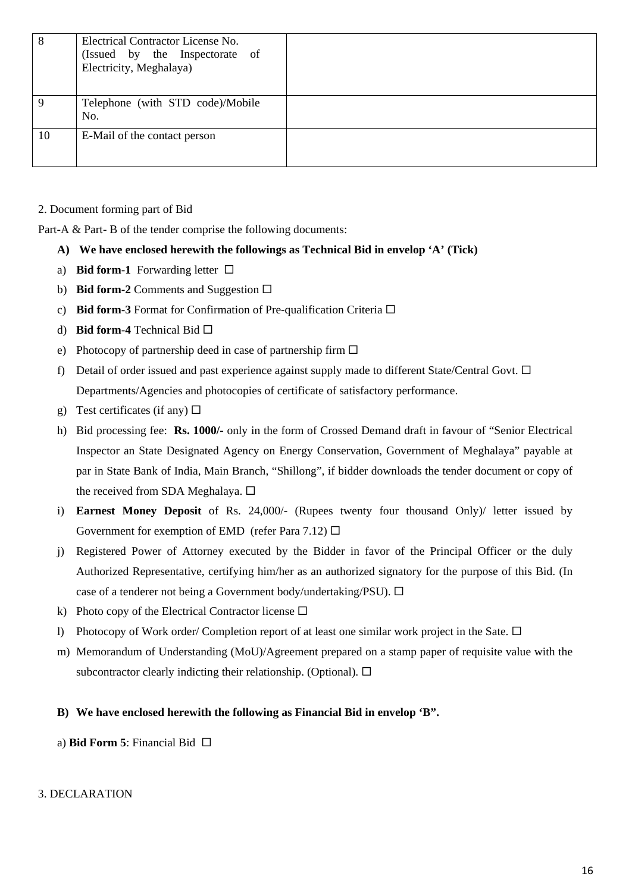| 8 | Electrical Contractor License No. (Issued by the Inspectorate of Electricity, Meghalaya) | |
|---|---|---|
| 9 | Telephone (with STD code)/Mobile No. | |
| 10 | E-Mail of the contact person | |

2. Document forming part of Bid

Part-A & Part- B of the tender comprise the following documents:

**A) We have enclosed herewith the followings as Technical Bid in envelop 'A' (Tick)**

a) **Bid form-1** Forwarding letter ☐

b) **Bid form-2** Comments and Suggestion ☐

c) **Bid form-3** Format for Confirmation of Pre-qualification Criteria ☐

d) **Bid form-4** Technical Bid ☐

e) Photocopy of partnership deed in case of partnership firm ☐

f) Detail of order issued and past experience against supply made to different State/Central Govt. ☐ Departments/Agencies and photocopies of certificate of satisfactory performance.

g) Test certificates (if any) ☐

h) Bid processing fee: **Rs. 1000/-** only in the form of Crossed Demand draft in favour of "Senior Electrical Inspector an State Designated Agency on Energy Conservation, Government of Meghalaya" payable at par in State Bank of India, Main Branch, "Shillong", if bidder downloads the tender document or copy of the received from SDA Meghalaya. ☐

i) **Earnest Money Deposit** of Rs. 24,000/- (Rupees twenty four thousand Only)/ letter issued by Government for exemption of EMD (refer Para 7.12) ☐

j) Registered Power of Attorney executed by the Bidder in favor of the Principal Officer or the duly Authorized Representative, certifying him/her as an authorized signatory for the purpose of this Bid. (In case of a tenderer not being a Government body/undertaking/PSU). ☐

k) Photo copy of the Electrical Contractor license ☐

l) Photocopy of Work order/ Completion report of at least one similar work project in the Sate. ☐

m) Memorandum of Understanding (MoU)/Agreement prepared on a stamp paper of requisite value with the subcontractor clearly indicting their relationship. (Optional). ☐

**B) We have enclosed herewith the following as Financial Bid in envelop 'B".**

a) **Bid Form 5**: Financial Bid ☐

3. DECLARATION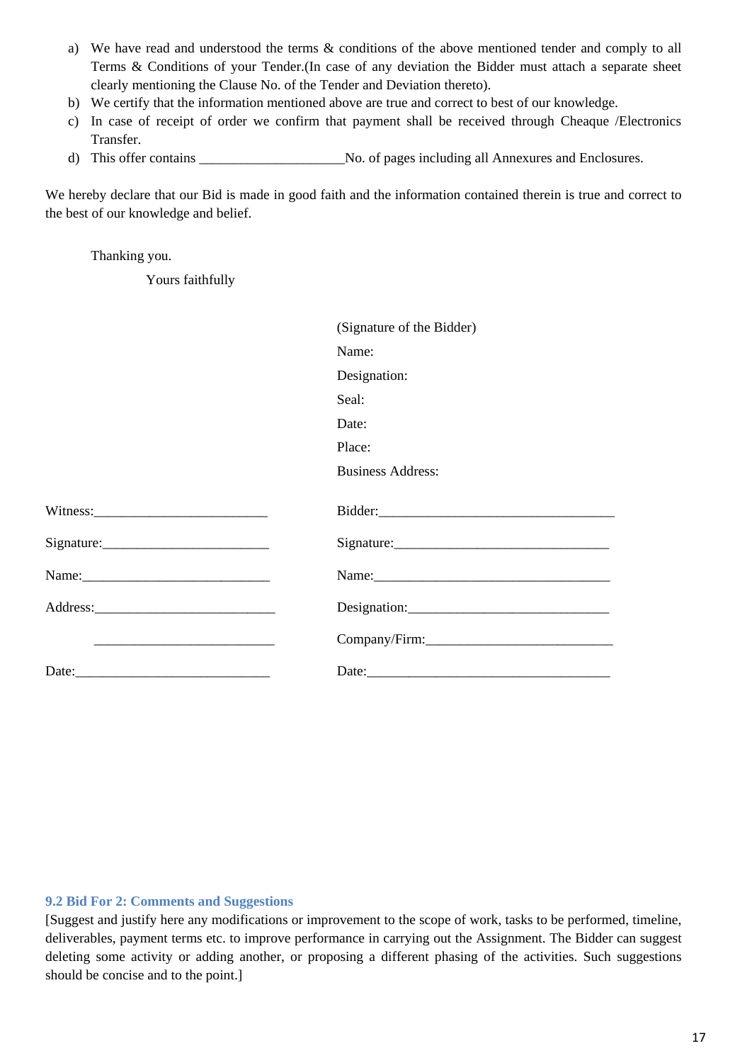a) We have read and understood the terms & conditions of the above mentioned tender and comply to all Terms & Conditions of your Tender.(In case of any deviation the Bidder must attach a separate sheet clearly mentioning the Clause No. of the Tender and Deviation thereto).
b) We certify that the information mentioned above are true and correct to best of our knowledge.
c) In case of receipt of order we confirm that payment shall be received through Cheaque /Electronics Transfer.
d) This offer contains ____________________No. of pages including all Annexures and Enclosures.

We hereby declare that our Bid is made in good faith and the information contained therein is true and correct to the best of our knowledge and belief.

Thanking you.

Yours faithfully

(Signature of the Bidder)

Name:

Designation:

Seal:

Date:

Place:

Business Address:

| | |
|---|---|
| Witness:_________________________ | Bidder:___________________________________ |
| Signature:________________________ | Signature:_______________________________ |
| Name:___________________________ | Name:___________________________________ |
| Address:__________________________ | Designation:_____________________________ |
| __________________________ | Company/Firm:___________________________ |
| Date:____________________________ | Date:___________________________________ |

### 9.2 Bid For 2: Comments and Suggestions

[Suggest and justify here any modifications or improvement to the scope of work, tasks to be performed, timeline, deliverables, payment terms etc. to improve performance in carrying out the Assignment. The Bidder can suggest deleting some activity or adding another, or proposing a different phasing of the activities. Such suggestions should be concise and to the point.]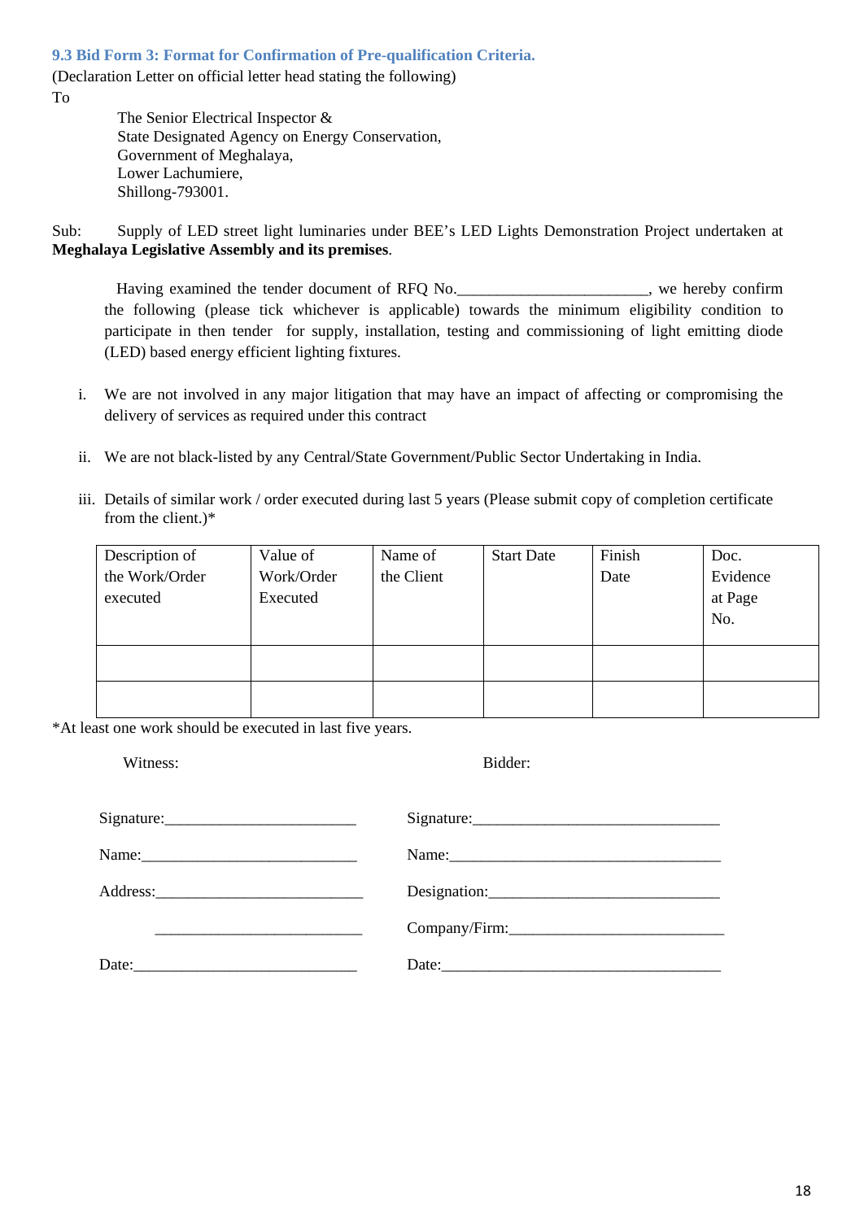### 9.3 Bid Form 3: Format for Confirmation of Pre-qualification Criteria.

(Declaration Letter on official letter head stating the following)

To

The Senior Electrical Inspector &
State Designated Agency on Energy Conservation,
Government of Meghalaya,
Lower Lachumiere,
Shillong-793001.

Sub: Supply of LED street light luminaries under BEE's LED Lights Demonstration Project undertaken at **Meghalaya Legislative Assembly and its premises**.

Having examined the tender document of RFQ No.________________________, we hereby confirm the following (please tick whichever is applicable) towards the minimum eligibility condition to participate in then tender for supply, installation, testing and commissioning of light emitting diode (LED) based energy efficient lighting fixtures.

i. We are not involved in any major litigation that may have an impact of affecting or compromising the delivery of services as required under this contract

ii. We are not black-listed by any Central/State Government/Public Sector Undertaking in India.

iii. Details of similar work / order executed during last 5 years (Please submit copy of completion certificate from the client.)*

| Description of the Work/Order executed | Value of Work/Order Executed | Name of the Client | Start Date | Finish Date | Doc. Evidence at Page No. |
|---|---|---|---|---|---|
| | | | | | |
| | | | | | |

*At least one work should be executed in last five years.

| Witness: | Bidder: |
|---|---|
| Signature:________________________ | Signature:_______________________________ |
| Name:___________________________ | Name:___________________________________ |
| Address:__________________________ | Designation:_____________________________ |
| __________________________ | Company/Firm:___________________________ |
| Date:____________________________ | Date:___________________________________ |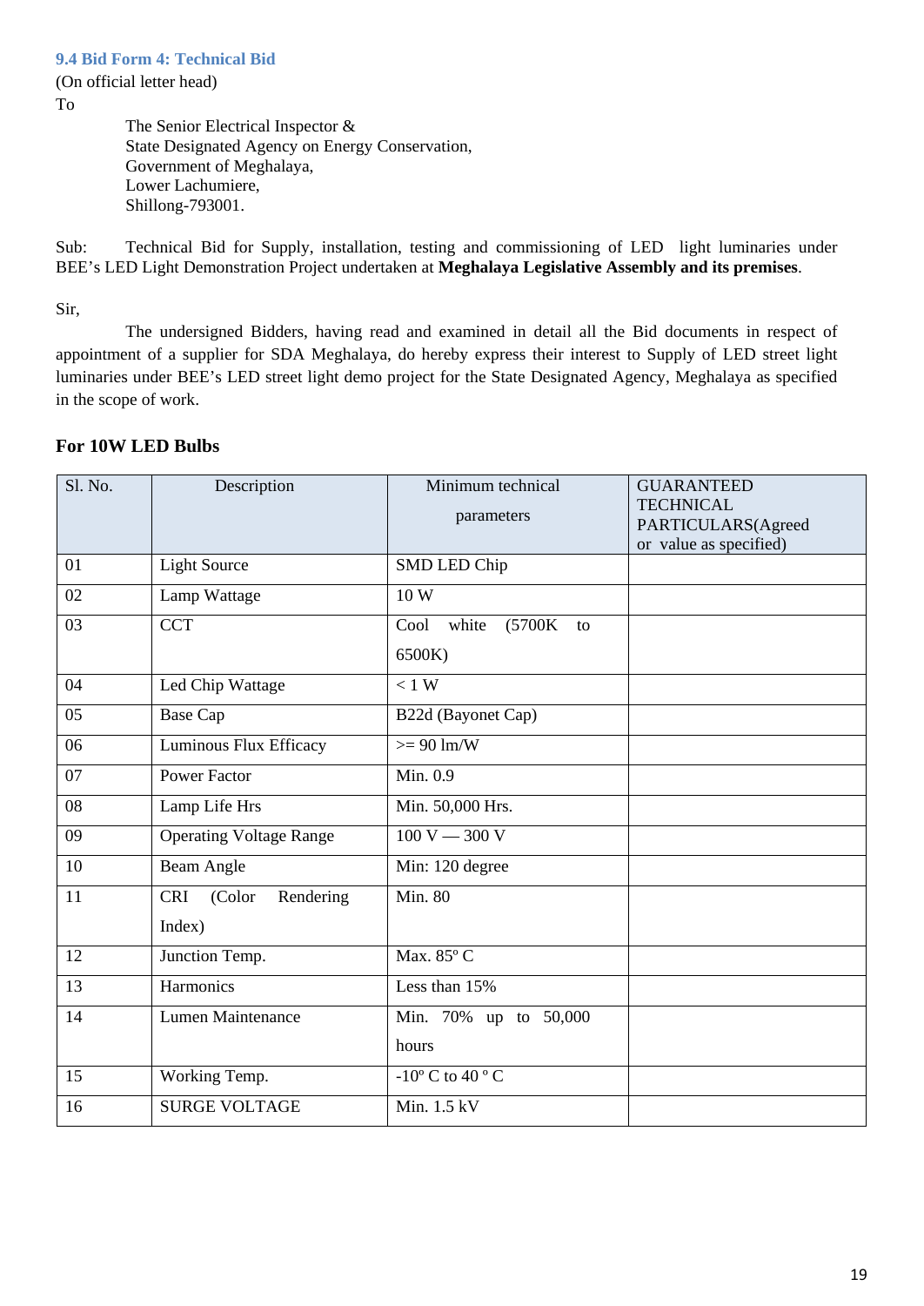### 9.4 Bid Form 4: Technical Bid

(On official letter head)

To

The Senior Electrical Inspector &
State Designated Agency on Energy Conservation,
Government of Meghalaya,
Lower Lachumiere,
Shillong-793001.

Sub: Technical Bid for Supply, installation, testing and commissioning of LED light luminaries under BEE's LED Light Demonstration Project undertaken at **Meghalaya Legislative Assembly and its premises**.

Sir,

The undersigned Bidders, having read and examined in detail all the Bid documents in respect of appointment of a supplier for SDA Meghalaya, do hereby express their interest to Supply of LED street light luminaries under BEE's LED street light demo project for the State Designated Agency, Meghalaya as specified in the scope of work.

**For 10W LED Bulbs**

| Sl. No. | Description | Minimum technical parameters | GUARANTEED TECHNICAL PARTICULARS(Agreed or value as specified) |
|---|---|---|---|
| 01 | Light Source | SMD LED Chip | |
| 02 | Lamp Wattage | 10 W | |
| 03 | CCT | Cool white (5700K to 6500K) | |
| 04 | Led Chip Wattage | < 1 W | |
| 05 | Base Cap | B22d (Bayonet Cap) | |
| 06 | Luminous Flux Efficacy | >= 90 lm/W | |
| 07 | Power Factor | Min. 0.9 | |
| 08 | Lamp Life Hrs | Min. 50,000 Hrs. | |
| 09 | Operating Voltage Range | 100 V — 300 V | |
| 10 | Beam Angle | Min: 120 degree | |
| 11 | CRI (Color Rendering Index) | Min. 80 | |
| 12 | Junction Temp. | Max. 85º C | |
| 13 | Harmonics | Less than 15% | |
| 14 | Lumen Maintenance | Min. 70% up to 50,000 hours | |
| 15 | Working Temp. | -10º C to 40 º C | |
| 16 | SURGE VOLTAGE | Min. 1.5 kV | |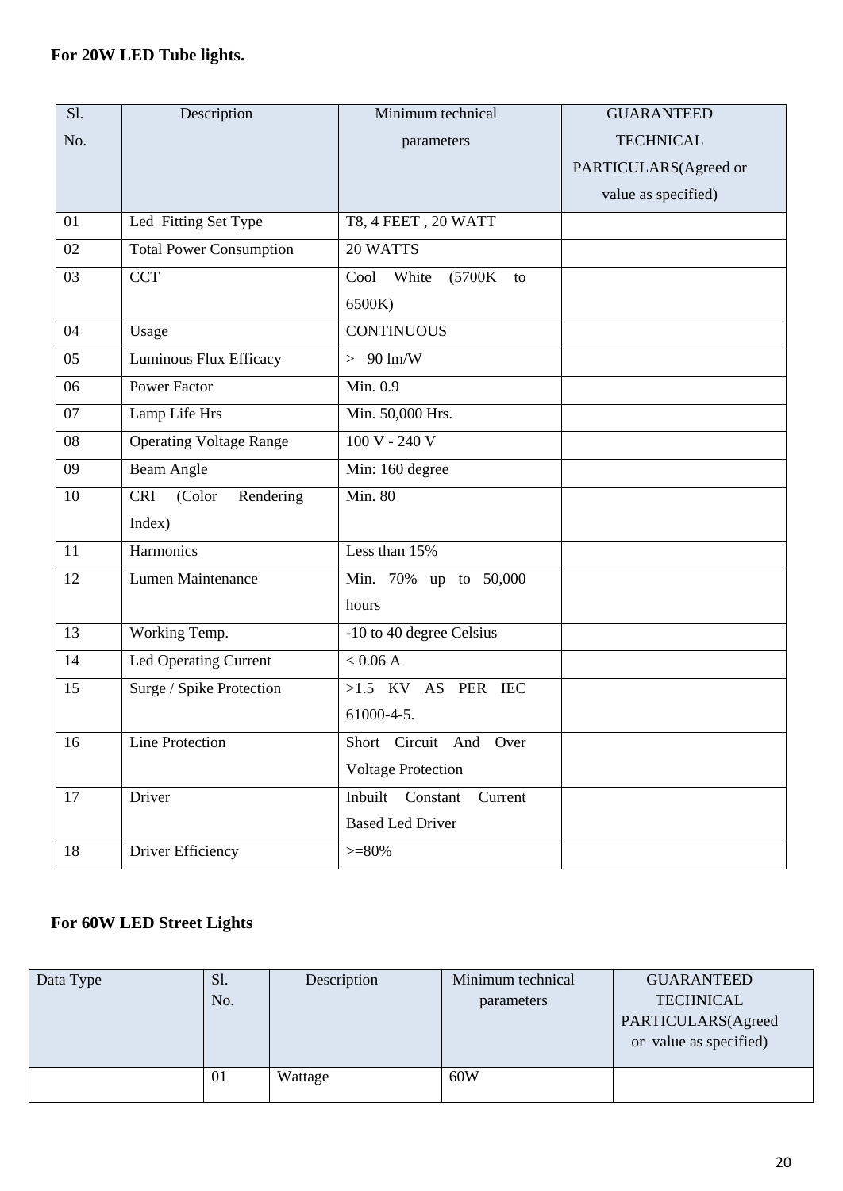**For 20W LED Tube lights.**

| Sl. No. | Description | Minimum technical parameters | GUARANTEED TECHNICAL PARTICULARS(Agreed or value as specified) |
|---|---|---|---|
| 01 | Led Fitting Set Type | T8, 4 FEET , 20 WATT | |
| 02 | Total Power Consumption | 20 WATTS | |
| 03 | CCT | Cool White (5700K to 6500K) | |
| 04 | Usage | CONTINUOUS | |
| 05 | Luminous Flux Efficacy | >= 90 lm/W | |
| 06 | Power Factor | Min. 0.9 | |
| 07 | Lamp Life Hrs | Min. 50,000 Hrs. | |
| 08 | Operating Voltage Range | 100 V - 240 V | |
| 09 | Beam Angle | Min: 160 degree | |
| 10 | CRI (Color Rendering Index) | Min. 80 | |
| 11 | Harmonics | Less than 15% | |
| 12 | Lumen Maintenance | Min. 70% up to 50,000 hours | |
| 13 | Working Temp. | -10 to 40 degree Celsius | |
| 14 | Led Operating Current | < 0.06 A | |
| 15 | Surge / Spike Protection | >1.5 KV AS PER IEC 61000-4-5. | |
| 16 | Line Protection | Short Circuit And Over Voltage Protection | |
| 17 | Driver | Inbuilt Constant Current Based Led Driver | |
| 18 | Driver Efficiency | >=80% | |

**For 60W LED Street Lights**

| Data Type | Sl. No. | Description | Minimum technical parameters | GUARANTEED TECHNICAL PARTICULARS(Agreed or value as specified) |
|---|---|---|---|---|
| | 01 | Wattage | 60W | |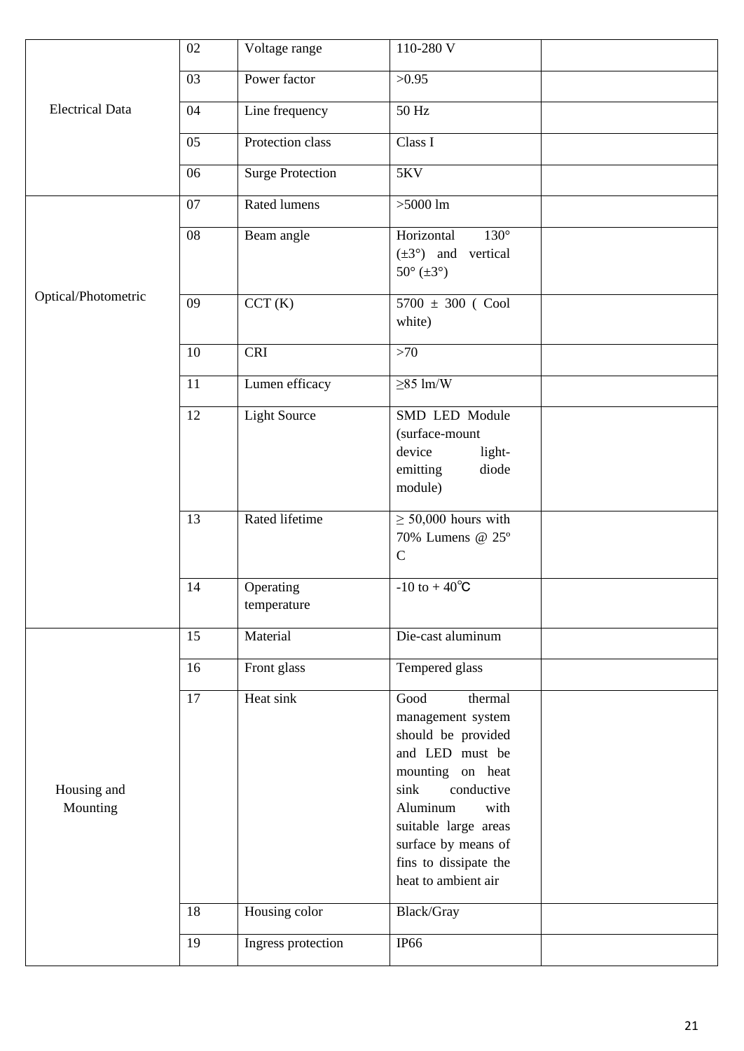| | | | | |
|---|---|---|---|---|
| Electrical Data | 02 | Voltage range | 110-280 V | |
| | 03 | Power factor | >0.95 | |
| | 04 | Line frequency | 50 Hz | |
| | 05 | Protection class | Class I | |
| | 06 | Surge Protection | 5KV | |
| Optical/Photometric | 07 | Rated lumens | >5000 lm | |
| | 08 | Beam angle | Horizontal 130° (±3°) and vertical 50° (±3°) | |
| | 09 | CCT (K) | 5700 ± 300 ( Cool white) | |
| | 10 | CRI | >70 | |
| | 11 | Lumen efficacy | ≥85 lm/W | |
| | 12 | Light Source | SMD LED Module (surface-mount device light-emitting diode module) | |
| | 13 | Rated lifetime | ≥ 50,000 hours with 70% Lumens @ 25º C | |
| | 14 | Operating temperature | -10 to + 40℃ | |
| Housing and Mounting | 15 | Material | Die-cast aluminum | |
| | 16 | Front glass | Tempered glass | |
| | 17 | Heat sink | Good thermal management system should be provided and LED must be mounting on heat sink conductive Aluminum with suitable large areas surface by means of fins to dissipate the heat to ambient air | |
| | 18 | Housing color | Black/Gray | |
| | 19 | Ingress protection | IP66 | |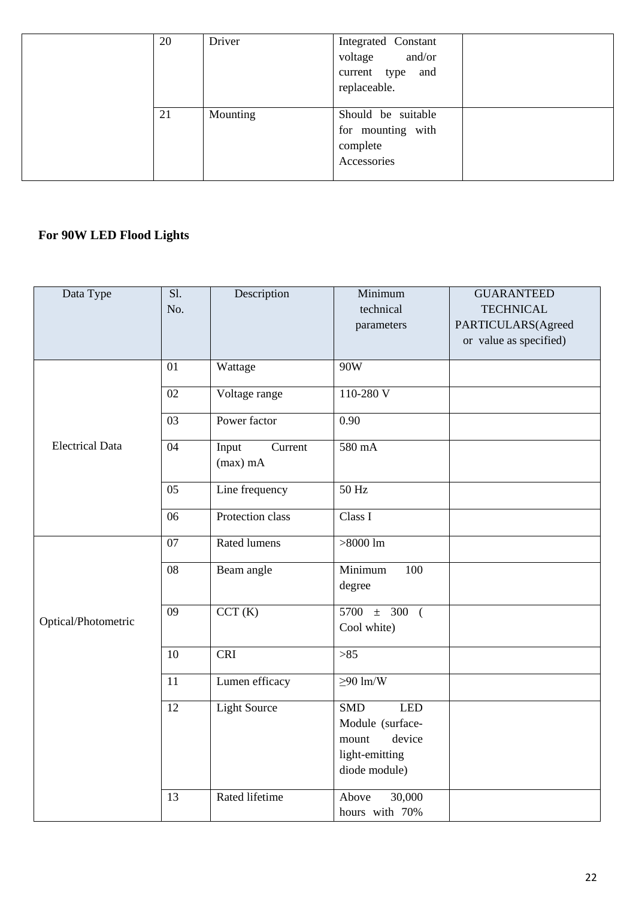|  | 20 | Driver | Integrated Constant voltage and/or current type and replaceable. |  |
|---|---|---|---|---|
|  | 21 | Mounting | Should be suitable for mounting with complete Accessories |  |

**For 90W LED Flood Lights**

| Data Type | Sl. No. | Description | Minimum technical parameters | GUARANTEED TECHNICAL PARTICULARS(Agreed or value as specified) |
|---|---|---|---|---|
| Electrical Data | 01 | Wattage | 90W |  |
|  | 02 | Voltage range | 110-280 V |  |
|  | 03 | Power factor | 0.90 |  |
|  | 04 | Input Current (max) mA | 580 mA |  |
|  | 05 | Line frequency | 50 Hz |  |
|  | 06 | Protection class | Class I |  |
| Optical/Photometric | 07 | Rated lumens | >8000 lm |  |
|  | 08 | Beam angle | Minimum 100 degree |  |
|  | 09 | CCT (K) | 5700 ± 300 ( Cool white) |  |
|  | 10 | CRI | >85 |  |
|  | 11 | Lumen efficacy | ≥90 lm/W |  |
|  | 12 | Light Source | SMD LED Module (surface-mount device light-emitting diode module) |  |
|  | 13 | Rated lifetime | Above 30,000 hours with 70% |  |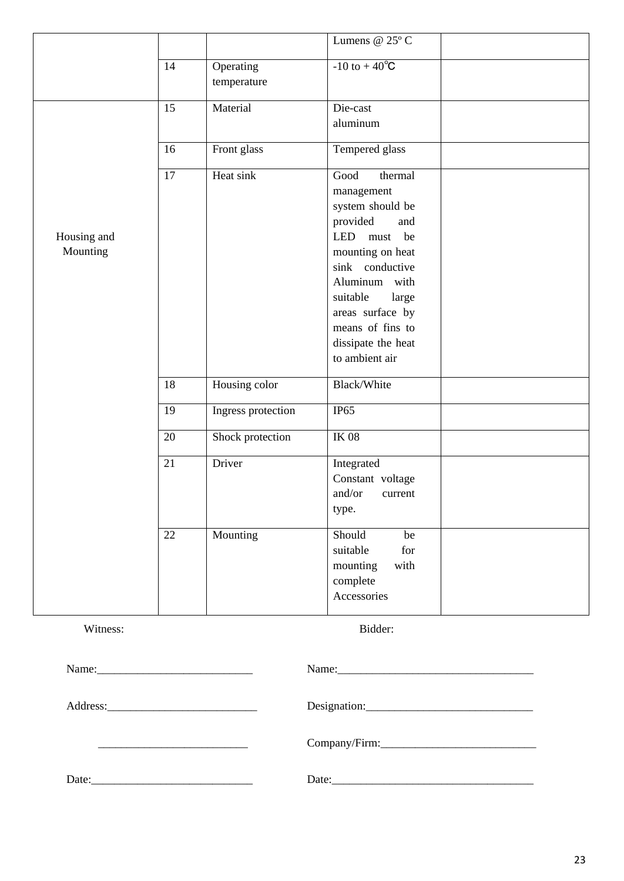|  |  |  | Lumens @ 25º C |  |
|---|---|---|---|---|
|  | 14 | Operating temperature | -10 to + 40℃ |  |
| Housing and Mounting | 15 | Material | Die-cast aluminum |  |
|  | 16 | Front glass | Tempered glass |  |
|  | 17 | Heat sink | Good thermal management system should be provided and LED must be mounting on heat sink conductive Aluminum with suitable large areas surface by means of fins to dissipate the heat to ambient air |  |
|  | 18 | Housing color | Black/White |  |
|  | 19 | Ingress protection | IP65 |  |
|  | 20 | Shock protection | IK 08 |  |
|  | 21 | Driver | Integrated Constant voltage and/or current type. |  |
|  | 22 | Mounting | Should be suitable for mounting with complete Accessories |  |

Witness:

Name:___________________________

Address:__________________________

__________________________

Date:____________________________

Bidder:

Name:___________________________________

Designation:_____________________________

Company/Firm:___________________________

Date:___________________________________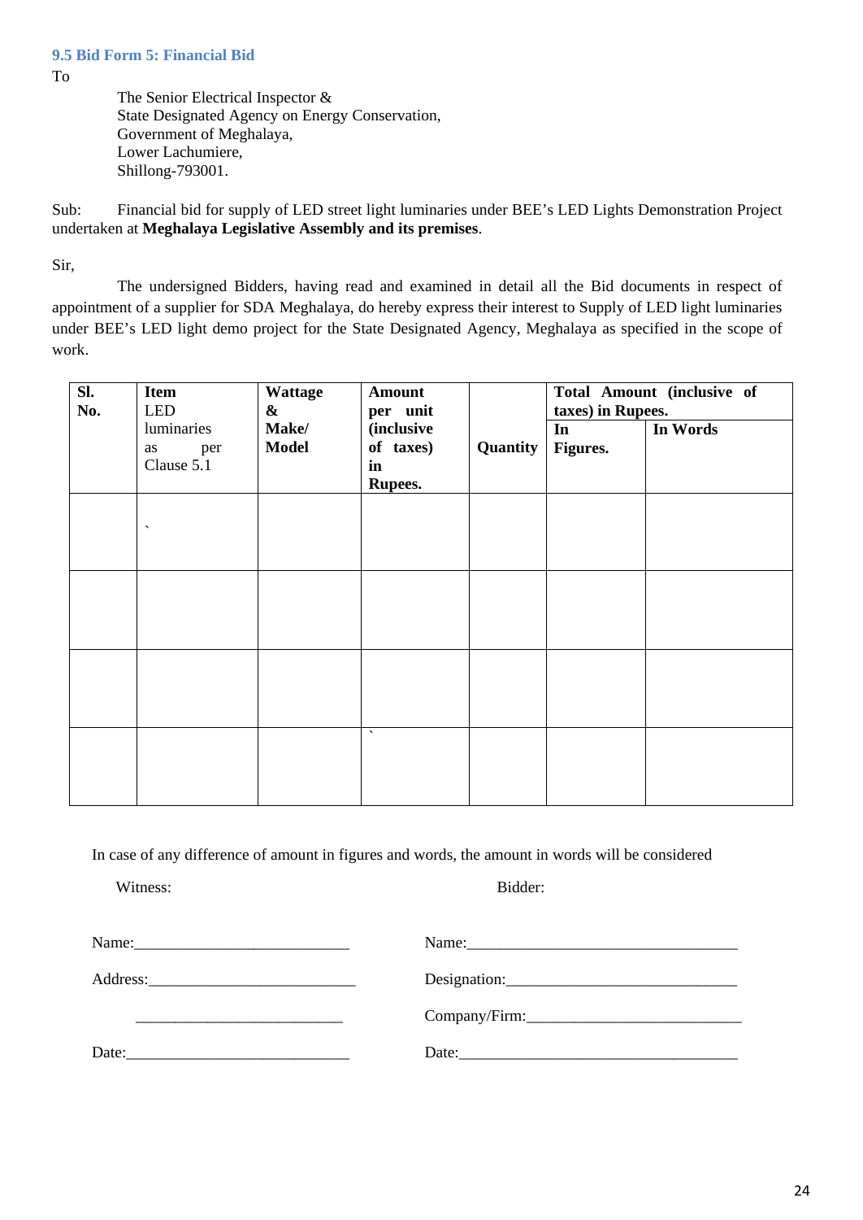### 9.5 Bid Form 5: Financial Bid

To

The Senior Electrical Inspector &
State Designated Agency on Energy Conservation,
Government of Meghalaya,
Lower Lachumiere,
Shillong-793001.

Sub: Financial bid for supply of LED street light luminaries under BEE's LED Lights Demonstration Project undertaken at **Meghalaya Legislative Assembly and its premises**.

Sir,

The undersigned Bidders, having read and examined in detail all the Bid documents in respect of appointment of a supplier for SDA Meghalaya, do hereby express their interest to Supply of LED light luminaries under BEE's LED light demo project for the State Designated Agency, Meghalaya as specified in the scope of work.

| **Sl. No.** | **Item** LED luminaries as per Clause 5.1 | **Wattage & Make/ Model** | **Amount per unit (inclusive of taxes) in Rupees.** | **Quantity** | **Total Amount (inclusive of taxes) in Rupees.** | |
|---|---|---|---|---|---|---|
| | | | | | **In Figures.** | **In Words** |
| | ` | | | | | |
| | | | | | | |
| | | | | | | |
| | | | ` | | | |

In case of any difference of amount in figures and words, the amount in words will be considered

Witness:

Name:___________________________

Address:__________________________

__________________________

Date:_____________________________

Bidder:

Name:___________________________________

Designation:_____________________________

Company/Firm:___________________________

Date:____________________________________